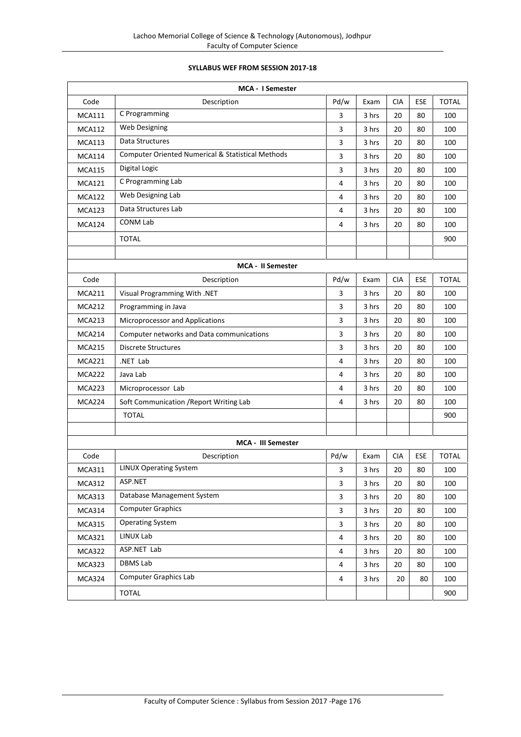**SYLLABUS WEF FROM SESSION 2017-18**

| Code | Description | Pd/w | Exam | CIA | ESE | TOTAL |
|---|---|---|---|---|---|---|
| | **MCA - I Semester** | | | | | |
| Code | Description | Pd/w | Exam | CIA | ESE | TOTAL |
| MCA111 | C Programming | 3 | 3 hrs | 20 | 80 | 100 |
| MCA112 | Web Designing | 3 | 3 hrs | 20 | 80 | 100 |
| MCA113 | Data Structures | 3 | 3 hrs | 20 | 80 | 100 |
| MCA114 | Computer Oriented Numerical & Statistical Methods | 3 | 3 hrs | 20 | 80 | 100 |
| MCA115 | Digital Logic | 3 | 3 hrs | 20 | 80 | 100 |
| MCA121 | C Programming Lab | 4 | 3 hrs | 20 | 80 | 100 |
| MCA122 | Web Designing Lab | 4 | 3 hrs | 20 | 80 | 100 |
| MCA123 | Data Structures Lab | 4 | 3 hrs | 20 | 80 | 100 |
| MCA124 | CONM Lab | 4 | 3 hrs | 20 | 80 | 100 |
| | TOTAL | | | | | 900 |
| | | | | | | |
| | **MCA - II Semester** | | | | | |
| Code | Description | Pd/w | Exam | CIA | ESE | TOTAL |
| MCA211 | Visual Programming With .NET | 3 | 3 hrs | 20 | 80 | 100 |
| MCA212 | Programming in Java | 3 | 3 hrs | 20 | 80 | 100 |
| MCA213 | Microprocessor and Applications | 3 | 3 hrs | 20 | 80 | 100 |
| MCA214 | Computer networks and Data communications | 3 | 3 hrs | 20 | 80 | 100 |
| MCA215 | Discrete Structures | 3 | 3 hrs | 20 | 80 | 100 |
| MCA221 | .NET Lab | 4 | 3 hrs | 20 | 80 | 100 |
| MCA222 | Java Lab | 4 | 3 hrs | 20 | 80 | 100 |
| MCA223 | Microprocessor Lab | 4 | 3 hrs | 20 | 80 | 100 |
| MCA224 | Soft Communication /Report Writing Lab | 4 | 3 hrs | 20 | 80 | 100 |
| | TOTAL | | | | | 900 |
| | | | | | | |
| | **MCA - III Semester** | | | | | |
| Code | Description | Pd/w | Exam | CIA | ESE | TOTAL |
| MCA311 | LINUX Operating System | 3 | 3 hrs | 20 | 80 | 100 |
| MCA312 | ASP.NET | 3 | 3 hrs | 20 | 80 | 100 |
| MCA313 | Database Management System | 3 | 3 hrs | 20 | 80 | 100 |
| MCA314 | Computer Graphics | 3 | 3 hrs | 20 | 80 | 100 |
| MCA315 | Operating System | 3 | 3 hrs | 20 | 80 | 100 |
| MCA321 | LINUX Lab | 4 | 3 hrs | 20 | 80 | 100 |
| MCA322 | ASP.NET Lab | 4 | 3 hrs | 20 | 80 | 100 |
| MCA323 | DBMS Lab | 4 | 3 hrs | 20 | 80 | 100 |
| MCA324 | Computer Graphics Lab | 4 | 3 hrs | 20 | 80 | 100 |
| | TOTAL | | | | | 900 |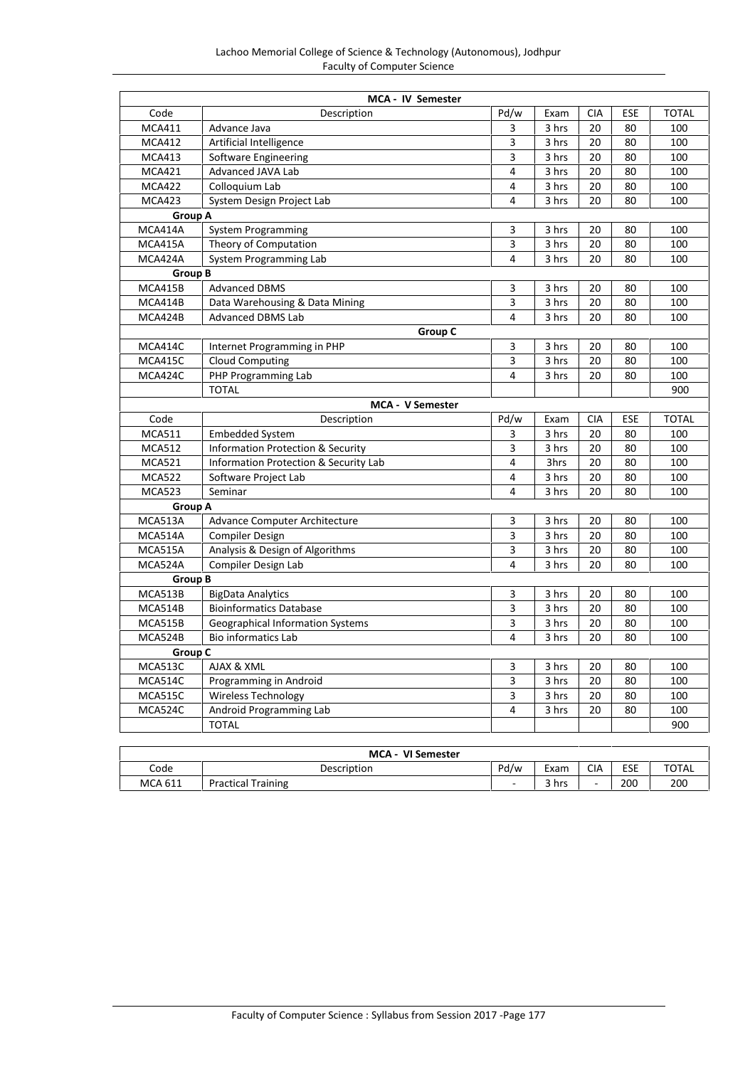| MCA - IV Semester | | | | | | |
|---|---|---|---|---|---|---|
| Code | Description | Pd/w | Exam | CIA | ESE | TOTAL |
| MCA411 | Advance Java | 3 | 3 hrs | 20 | 80 | 100 |
| MCA412 | Artificial Intelligence | 3 | 3 hrs | 20 | 80 | 100 |
| MCA413 | Software Engineering | 3 | 3 hrs | 20 | 80 | 100 |
| MCA421 | Advanced JAVA Lab | 4 | 3 hrs | 20 | 80 | 100 |
| MCA422 | Colloquium Lab | 4 | 3 hrs | 20 | 80 | 100 |
| MCA423 | System Design Project Lab | 4 | 3 hrs | 20 | 80 | 100 |
| **Group A** | | | | | | |
| MCA414A | System Programming | 3 | 3 hrs | 20 | 80 | 100 |
| MCA415A | Theory of Computation | 3 | 3 hrs | 20 | 80 | 100 |
| MCA424A | System Programming Lab | 4 | 3 hrs | 20 | 80 | 100 |
| **Group B** | | | | | | |
| MCA415B | Advanced DBMS | 3 | 3 hrs | 20 | 80 | 100 |
| MCA414B | Data Warehousing & Data Mining | 3 | 3 hrs | 20 | 80 | 100 |
| MCA424B | Advanced DBMS Lab | 4 | 3 hrs | 20 | 80 | 100 |
| **Group C** | | | | | | |
| MCA414C | Internet Programming in PHP | 3 | 3 hrs | 20 | 80 | 100 |
| MCA415C | Cloud Computing | 3 | 3 hrs | 20 | 80 | 100 |
| MCA424C | PHP Programming Lab | 4 | 3 hrs | 20 | 80 | 100 |
| | TOTAL | | | | | 900 |
| **MCA - V Semester** | | | | | | |
| Code | Description | Pd/w | Exam | CIA | ESE | TOTAL |
| MCA511 | Embedded System | 3 | 3 hrs | 20 | 80 | 100 |
| MCA512 | Information Protection & Security | 3 | 3 hrs | 20 | 80 | 100 |
| MCA521 | Information Protection & Security Lab | 4 | 3hrs | 20 | 80 | 100 |
| MCA522 | Software Project Lab | 4 | 3 hrs | 20 | 80 | 100 |
| MCA523 | Seminar | 4 | 3 hrs | 20 | 80 | 100 |
| **Group A** | | | | | | |
| MCA513A | Advance Computer Architecture | 3 | 3 hrs | 20 | 80 | 100 |
| MCA514A | Compiler Design | 3 | 3 hrs | 20 | 80 | 100 |
| MCA515A | Analysis & Design of Algorithms | 3 | 3 hrs | 20 | 80 | 100 |
| MCA524A | Compiler Design Lab | 4 | 3 hrs | 20 | 80 | 100 |
| **Group B** | | | | | | |
| MCA513B | BigData Analytics | 3 | 3 hrs | 20 | 80 | 100 |
| MCA514B | Bioinformatics Database | 3 | 3 hrs | 20 | 80 | 100 |
| MCA515B | Geographical Information Systems | 3 | 3 hrs | 20 | 80 | 100 |
| MCA524B | Bio informatics Lab | 4 | 3 hrs | 20 | 80 | 100 |
| **Group C** | | | | | | |
| MCA513C | AJAX & XML | 3 | 3 hrs | 20 | 80 | 100 |
| MCA514C | Programming in Android | 3 | 3 hrs | 20 | 80 | 100 |
| MCA515C | Wireless Technology | 3 | 3 hrs | 20 | 80 | 100 |
| MCA524C | Android Programming Lab | 4 | 3 hrs | 20 | 80 | 100 |
| | TOTAL | | | | | 900 |

| MCA - VI Semester | | | | | | |
|---|---|---|---|---|---|---|
| Code | Description | Pd/w | Exam | CIA | ESE | TOTAL |
| MCA 611 | Practical Training | - | 3 hrs | - | 200 | 200 |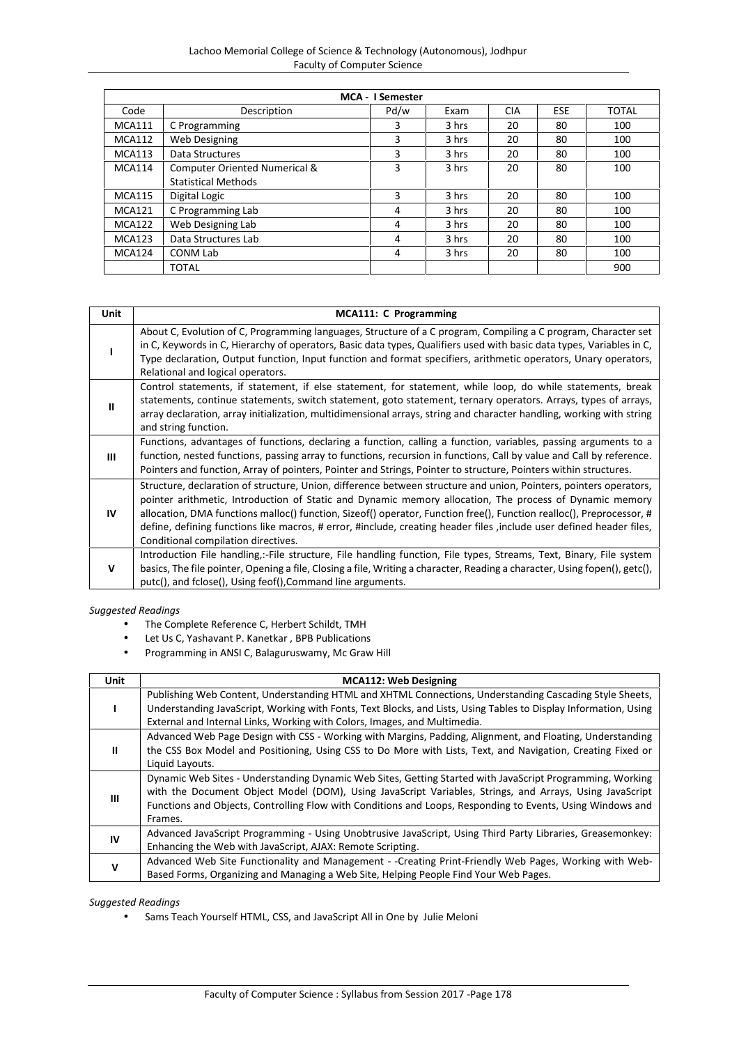| MCA - I Semester | | | | | | |
|---|---|---|---|---|---|---|
| Code | Description | Pd/w | Exam | CIA | ESE | TOTAL |
| MCA111 | C Programming | 3 | 3 hrs | 20 | 80 | 100 |
| MCA112 | Web Designing | 3 | 3 hrs | 20 | 80 | 100 |
| MCA113 | Data Structures | 3 | 3 hrs | 20 | 80 | 100 |
| MCA114 | Computer Oriented Numerical & Statistical Methods | 3 | 3 hrs | 20 | 80 | 100 |
| MCA115 | Digital Logic | 3 | 3 hrs | 20 | 80 | 100 |
| MCA121 | C Programming Lab | 4 | 3 hrs | 20 | 80 | 100 |
| MCA122 | Web Designing Lab | 4 | 3 hrs | 20 | 80 | 100 |
| MCA123 | Data Structures Lab | 4 | 3 hrs | 20 | 80 | 100 |
| MCA124 | CONM Lab | 4 | 3 hrs | 20 | 80 | 100 |
| | TOTAL | | | | | 900 |

| Unit | MCA111: C Programming |
|---|---|
| I | About C, Evolution of C, Programming languages, Structure of a C program, Compiling a C program, Character set in C, Keywords in C, Hierarchy of operators, Basic data types, Qualifiers used with basic data types, Variables in C, Type declaration, Output function, Input function and format specifiers, arithmetic operators, Unary operators, Relational and logical operators. |
| II | Control statements, if statement, if else statement, for statement, while loop, do while statements, break statements, continue statements, switch statement, goto statement, ternary operators. Arrays, types of arrays, array declaration, array initialization, multidimensional arrays, string and character handling, working with string and string function. |
| III | Functions, advantages of functions, declaring a function, calling a function, variables, passing arguments to a function, nested functions, passing array to functions, recursion in functions, Call by value and Call by reference. Pointers and function, Array of pointers, Pointer and Strings, Pointer to structure, Pointers within structures. |
| IV | Structure, declaration of structure, Union, difference between structure and union, Pointers, pointers operators, pointer arithmetic, Introduction of Static and Dynamic memory allocation, The process of Dynamic memory allocation, DMA functions malloc() function, Sizeof() operator, Function free(), Function realloc(), Preprocessor, # define, defining functions like macros, # error, #include, creating header files ,include user defined header files, Conditional compilation directives. |
| V | Introduction File handling,:-File structure, File handling function, File types, Streams, Text, Binary, File system basics, The file pointer, Opening a file, Closing a file, Writing a character, Reading a character, Using fopen(), getc(), putc(), and fclose(), Using feof(),Command line arguments. |

*Suggested Readings*

- The Complete Reference C, Herbert Schildt, TMH
- Let Us C, Yashavant P. Kanetkar , BPB Publications
- Programming in ANSI C, Balaguruswamy, Mc Graw Hill

| Unit | MCA112: Web Designing |
|---|---|
| I | Publishing Web Content, Understanding HTML and XHTML Connections, Understanding Cascading Style Sheets, Understanding JavaScript, Working with Fonts, Text Blocks, and Lists, Using Tables to Display Information, Using External and Internal Links, Working with Colors, Images, and Multimedia. |
| II | Advanced Web Page Design with CSS - Working with Margins, Padding, Alignment, and Floating, Understanding the CSS Box Model and Positioning, Using CSS to Do More with Lists, Text, and Navigation, Creating Fixed or Liquid Layouts. |
| III | Dynamic Web Sites - Understanding Dynamic Web Sites, Getting Started with JavaScript Programming, Working with the Document Object Model (DOM), Using JavaScript Variables, Strings, and Arrays, Using JavaScript Functions and Objects, Controlling Flow with Conditions and Loops, Responding to Events, Using Windows and Frames. |
| IV | Advanced JavaScript Programming - Using Unobtrusive JavaScript, Using Third Party Libraries, Greasemonkey: Enhancing the Web with JavaScript, AJAX: Remote Scripting. |
| V | Advanced Web Site Functionality and Management - -Creating Print-Friendly Web Pages, Working with Web-Based Forms, Organizing and Managing a Web Site, Helping People Find Your Web Pages. |

*Suggested Readings*

- Sams Teach Yourself HTML, CSS, and JavaScript All in One by Julie Meloni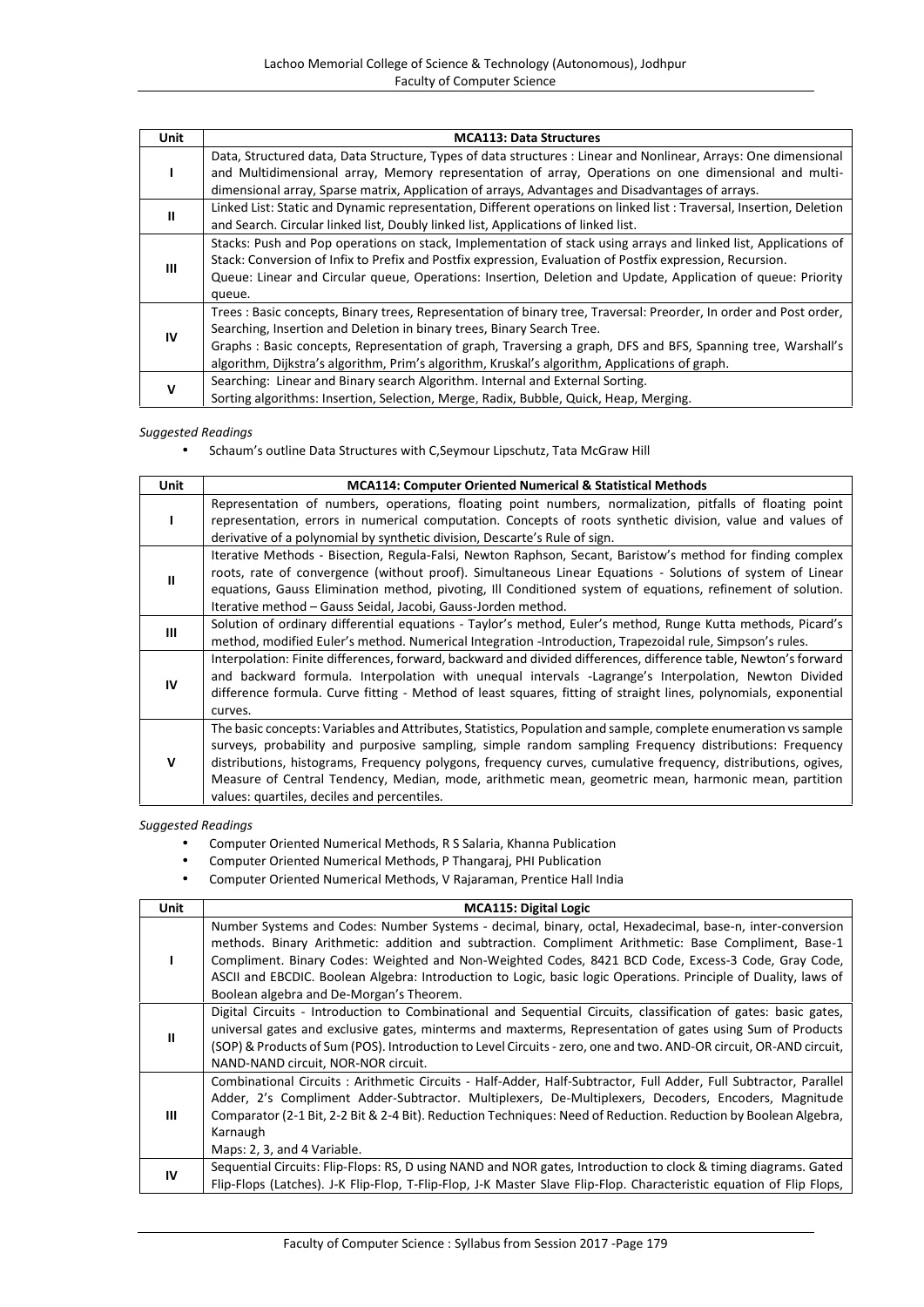| Unit | MCA113: Data Structures |
|---|---|
| I | Data, Structured data, Data Structure, Types of data structures : Linear and Nonlinear, Arrays: One dimensional and Multidimensional array, Memory representation of array, Operations on one dimensional and multi-dimensional array, Sparse matrix, Application of arrays, Advantages and Disadvantages of arrays. |
| II | Linked List: Static and Dynamic representation, Different operations on linked list : Traversal, Insertion, Deletion and Search. Circular linked list, Doubly linked list, Applications of linked list. |
| III | Stacks: Push and Pop operations on stack, Implementation of stack using arrays and linked list, Applications of Stack: Conversion of Infix to Prefix and Postfix expression, Evaluation of Postfix expression, Recursion. Queue: Linear and Circular queue, Operations: Insertion, Deletion and Update, Application of queue: Priority queue. |
| IV | Trees : Basic concepts, Binary trees, Representation of binary tree, Traversal: Preorder, In order and Post order, Searching, Insertion and Deletion in binary trees, Binary Search Tree. Graphs : Basic concepts, Representation of graph, Traversing a graph, DFS and BFS, Spanning tree, Warshall's algorithm, Dijkstra's algorithm, Prim's algorithm, Kruskal's algorithm, Applications of graph. |
| V | Searching: Linear and Binary search Algorithm. Internal and External Sorting. Sorting algorithms: Insertion, Selection, Merge, Radix, Bubble, Quick, Heap, Merging. |

*Suggested Readings*

- Schaum's outline Data Structures with C,Seymour Lipschutz, Tata McGraw Hill

| Unit | MCA114: Computer Oriented Numerical & Statistical Methods |
|---|---|
| I | Representation of numbers, operations, floating point numbers, normalization, pitfalls of floating point representation, errors in numerical computation. Concepts of roots synthetic division, value and values of derivative of a polynomial by synthetic division, Descarte's Rule of sign. |
| II | Iterative Methods - Bisection, Regula-Falsi, Newton Raphson, Secant, Baristow's method for finding complex roots, rate of convergence (without proof). Simultaneous Linear Equations - Solutions of system of Linear equations, Gauss Elimination method, pivoting, Ill Conditioned system of equations, refinement of solution. Iterative method – Gauss Seidal, Jacobi, Gauss-Jorden method. |
| III | Solution of ordinary differential equations - Taylor's method, Euler's method, Runge Kutta methods, Picard's method, modified Euler's method. Numerical Integration -Introduction, Trapezoidal rule, Simpson's rules. |
| IV | Interpolation: Finite differences, forward, backward and divided differences, difference table, Newton's forward and backward formula. Interpolation with unequal intervals -Lagrange's Interpolation, Newton Divided difference formula. Curve fitting - Method of least squares, fitting of straight lines, polynomials, exponential curves. |
| V | The basic concepts: Variables and Attributes, Statistics, Population and sample, complete enumeration vs sample surveys, probability and purposive sampling, simple random sampling Frequency distributions: Frequency distributions, histograms, Frequency polygons, frequency curves, cumulative frequency, distributions, ogives, Measure of Central Tendency, Median, mode, arithmetic mean, geometric mean, harmonic mean, partition values: quartiles, deciles and percentiles. |

*Suggested Readings*

- Computer Oriented Numerical Methods, R S Salaria, Khanna Publication
- Computer Oriented Numerical Methods, P Thangaraj, PHI Publication
- Computer Oriented Numerical Methods, V Rajaraman, Prentice Hall India

| Unit | MCA115: Digital Logic |
|---|---|
| I | Number Systems and Codes: Number Systems - decimal, binary, octal, Hexadecimal, base-n, inter-conversion methods. Binary Arithmetic: addition and subtraction. Compliment Arithmetic: Base Compliment, Base-1 Compliment. Binary Codes: Weighted and Non-Weighted Codes, 8421 BCD Code, Excess-3 Code, Gray Code, ASCII and EBCDIC. Boolean Algebra: Introduction to Logic, basic logic Operations. Principle of Duality, laws of Boolean algebra and De-Morgan's Theorem. |
| II | Digital Circuits - Introduction to Combinational and Sequential Circuits, classification of gates: basic gates, universal gates and exclusive gates, minterms and maxterms, Representation of gates using Sum of Products (SOP) & Products of Sum (POS). Introduction to Level Circuits - zero, one and two. AND-OR circuit, OR-AND circuit, NAND-NAND circuit, NOR-NOR circuit. |
| III | Combinational Circuits : Arithmetic Circuits - Half-Adder, Half-Subtractor, Full Adder, Full Subtractor, Parallel Adder, 2's Compliment Adder-Subtractor. Multiplexers, De-Multiplexers, Decoders, Encoders, Magnitude Comparator (2-1 Bit, 2-2 Bit & 2-4 Bit). Reduction Techniques: Need of Reduction. Reduction by Boolean Algebra, Karnaugh Maps: 2, 3, and 4 Variable. |
| IV | Sequential Circuits: Flip-Flops: RS, D using NAND and NOR gates, Introduction to clock & timing diagrams. Gated Flip-Flops (Latches). J-K Flip-Flop, T-Flip-Flop, J-K Master Slave Flip-Flop. Characteristic equation of Flip Flops, |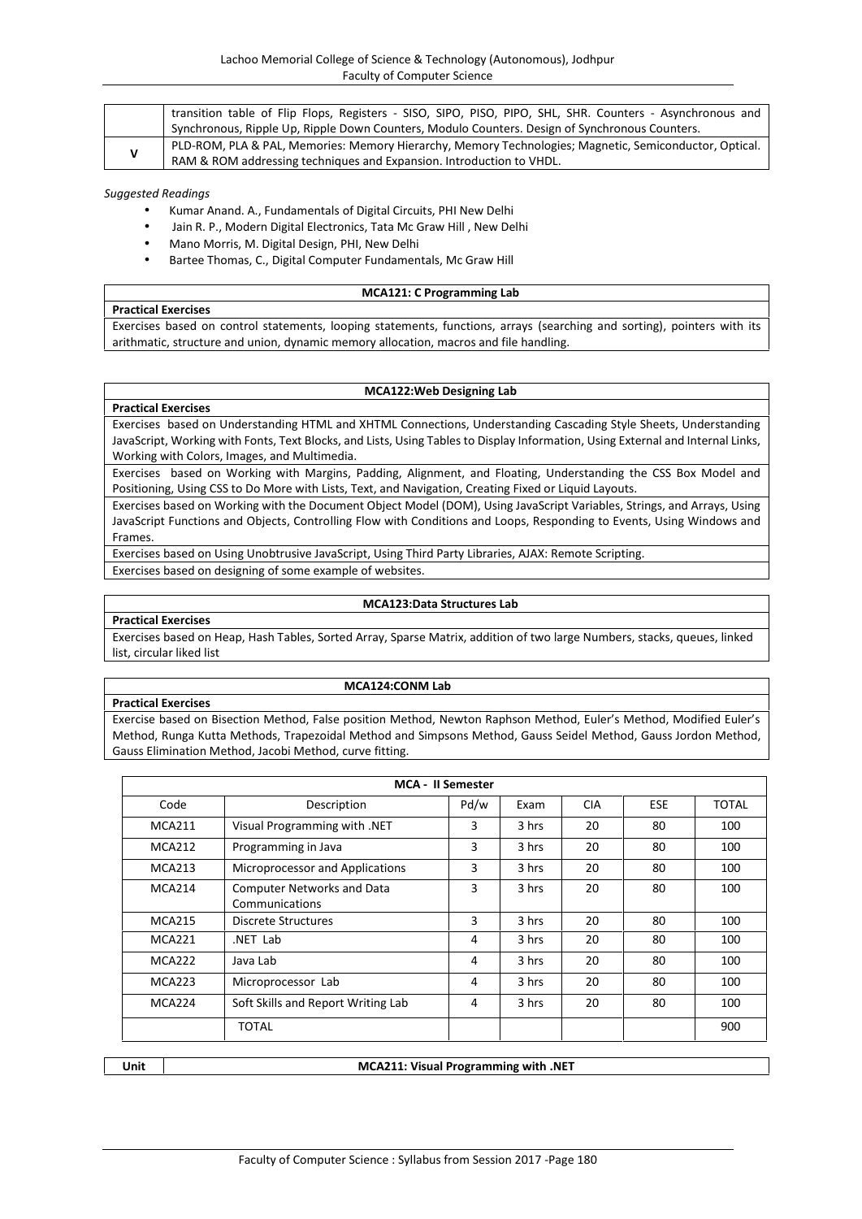| | |
|---|---|
| | transition table of Flip Flops, Registers - SISO, SIPO, PISO, PIPO, SHL, SHR. Counters - Asynchronous and Synchronous, Ripple Up, Ripple Down Counters, Modulo Counters. Design of Synchronous Counters. |
| V | PLD-ROM, PLA & PAL, Memories: Memory Hierarchy, Memory Technologies; Magnetic, Semiconductor, Optical. RAM & ROM addressing techniques and Expansion. Introduction to VHDL. |

*Suggested Readings*

- Kumar Anand. A., Fundamentals of Digital Circuits, PHI New Delhi
- Jain R. P., Modern Digital Electronics, Tata Mc Graw Hill , New Delhi
- Mano Morris, M. Digital Design, PHI, New Delhi
- Bartee Thomas, C., Digital Computer Fundamentals, Mc Graw Hill

| **MCA121: C Programming Lab** |
|---|
| **Practical Exercises** |
| Exercises based on control statements, looping statements, functions, arrays (searching and sorting), pointers with its arithmatic, structure and union, dynamic memory allocation, macros and file handling. |

| **MCA122:Web Designing Lab** |
|---|
| **Practical Exercises** |
| Exercises based on Understanding HTML and XHTML Connections, Understanding Cascading Style Sheets, Understanding JavaScript, Working with Fonts, Text Blocks, and Lists, Using Tables to Display Information, Using External and Internal Links, Working with Colors, Images, and Multimedia. |
| Exercises based on Working with Margins, Padding, Alignment, and Floating, Understanding the CSS Box Model and Positioning, Using CSS to Do More with Lists, Text, and Navigation, Creating Fixed or Liquid Layouts. |
| Exercises based on Working with the Document Object Model (DOM), Using JavaScript Variables, Strings, and Arrays, Using JavaScript Functions and Objects, Controlling Flow with Conditions and Loops, Responding to Events, Using Windows and Frames. |
| Exercises based on Using Unobtrusive JavaScript, Using Third Party Libraries, AJAX: Remote Scripting. |
| Exercises based on designing of some example of websites. |

| **MCA123:Data Structures Lab** |
|---|
| **Practical Exercises** |
| Exercises based on Heap, Hash Tables, Sorted Array, Sparse Matrix, addition of two large Numbers, stacks, queues, linked list, circular liked list |

| **MCA124:CONM Lab** |
|---|
| **Practical Exercises** |
| Exercise based on Bisection Method, False position Method, Newton Raphson Method, Euler's Method, Modified Euler's Method, Runga Kutta Methods, Trapezoidal Method and Simpsons Method, Gauss Seidel Method, Gauss Jordon Method, Gauss Elimination Method, Jacobi Method, curve fitting. |

| **MCA - II Semester** | | | | | | |
|---|---|---|---|---|---|---|
| Code | Description | Pd/w | Exam | CIA | ESE | TOTAL |
| MCA211 | Visual Programming with .NET | 3 | 3 hrs | 20 | 80 | 100 |
| MCA212 | Programming in Java | 3 | 3 hrs | 20 | 80 | 100 |
| MCA213 | Microprocessor and Applications | 3 | 3 hrs | 20 | 80 | 100 |
| MCA214 | Computer Networks and Data Communications | 3 | 3 hrs | 20 | 80 | 100 |
| MCA215 | Discrete Structures | 3 | 3 hrs | 20 | 80 | 100 |
| MCA221 | .NET Lab | 4 | 3 hrs | 20 | 80 | 100 |
| MCA222 | Java Lab | 4 | 3 hrs | 20 | 80 | 100 |
| MCA223 | Microprocessor Lab | 4 | 3 hrs | 20 | 80 | 100 |
| MCA224 | Soft Skills and Report Writing Lab | 4 | 3 hrs | 20 | 80 | 100 |
| | TOTAL | | | | | 900 |

| **Unit** | **MCA211: Visual Programming with .NET** |
|---|---|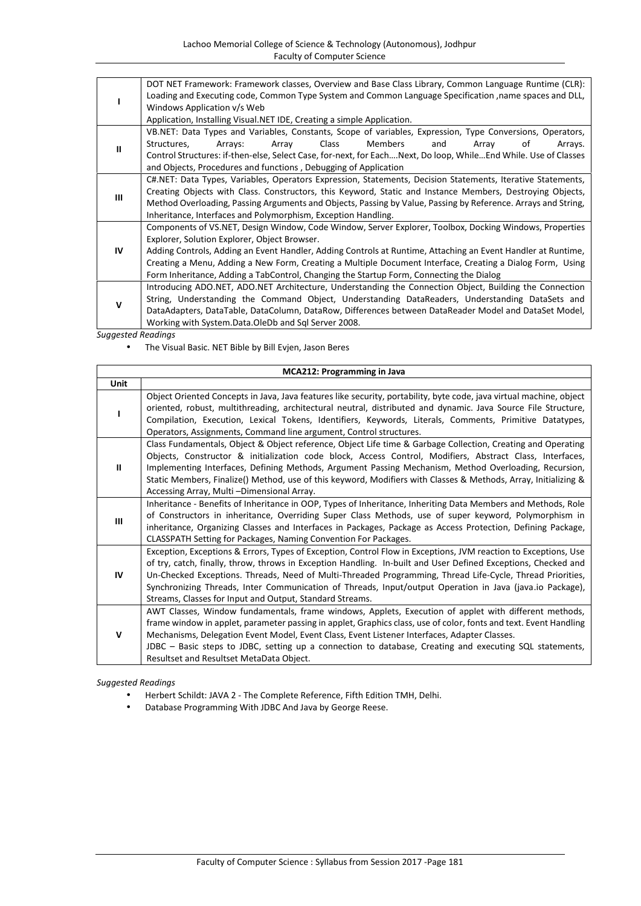| | |
|---|---|
| **I** | DOT NET Framework: Framework classes, Overview and Base Class Library, Common Language Runtime (CLR): Loading and Executing code, Common Type System and Common Language Specification ,name spaces and DLL, Windows Application v/s Web Application, Installing Visual.NET IDE, Creating a simple Application. |
| **II** | VB.NET: Data Types and Variables, Constants, Scope of variables, Expression, Type Conversions, Operators, Structures, Arrays: Array Class Members and Array of Arrays. Control Structures: if-then-else, Select Case, for-next, for Each….Next, Do loop, While…End While. Use of Classes and Objects, Procedures and functions , Debugging of Application |
| **III** | C#.NET: Data Types, Variables, Operators Expression, Statements, Decision Statements, Iterative Statements, Creating Objects with Class. Constructors, this Keyword, Static and Instance Members, Destroying Objects, Method Overloading, Passing Arguments and Objects, Passing by Value, Passing by Reference. Arrays and String, Inheritance, Interfaces and Polymorphism, Exception Handling. |
| **IV** | Components of VS.NET, Design Window, Code Window, Server Explorer, Toolbox, Docking Windows, Properties Explorer, Solution Explorer, Object Browser. Adding Controls, Adding an Event Handler, Adding Controls at Runtime, Attaching an Event Handler at Runtime, Creating a Menu, Adding a New Form, Creating a Multiple Document Interface, Creating a Dialog Form, Using Form Inheritance, Adding a TabControl, Changing the Startup Form, Connecting the Dialog |
| **V** | Introducing ADO.NET, ADO.NET Architecture, Understanding the Connection Object, Building the Connection String, Understanding the Command Object, Understanding DataReaders, Understanding DataSets and DataAdapters, DataTable, DataColumn, DataRow, Differences between DataReader Model and DataSet Model, Working with System.Data.OleDb and Sql Server 2008. |

*Suggested Readings*

- The Visual Basic. NET Bible by Bill Evjen, Jason Beres

| **MCA212: Programming in Java** | |
|---|---|
| **Unit** | |
| **I** | Object Oriented Concepts in Java, Java features like security, portability, byte code, java virtual machine, object oriented, robust, multithreading, architectural neutral, distributed and dynamic. Java Source File Structure, Compilation, Execution, Lexical Tokens, Identifiers, Keywords, Literals, Comments, Primitive Datatypes, Operators, Assignments, Command line argument, Control structures. |
| **II** | Class Fundamentals, Object & Object reference, Object Life time & Garbage Collection, Creating and Operating Objects, Constructor & initialization code block, Access Control, Modifiers, Abstract Class, Interfaces, Implementing Interfaces, Defining Methods, Argument Passing Mechanism, Method Overloading, Recursion, Static Members, Finalize() Method, use of this keyword, Modifiers with Classes & Methods, Array, Initializing & Accessing Array, Multi –Dimensional Array. |
| **III** | Inheritance - Benefits of Inheritance in OOP, Types of Inheritance, Inheriting Data Members and Methods, Role of Constructors in inheritance, Overriding Super Class Methods, use of super keyword, Polymorphism in inheritance, Organizing Classes and Interfaces in Packages, Package as Access Protection, Defining Package, CLASSPATH Setting for Packages, Naming Convention For Packages. |
| **IV** | Exception, Exceptions & Errors, Types of Exception, Control Flow in Exceptions, JVM reaction to Exceptions, Use of try, catch, finally, throw, throws in Exception Handling. In-built and User Defined Exceptions, Checked and Un-Checked Exceptions. Threads, Need of Multi-Threaded Programming, Thread Life-Cycle, Thread Priorities, Synchronizing Threads, Inter Communication of Threads, Input/output Operation in Java (java.io Package), Streams, Classes for Input and Output, Standard Streams. |
| **V** | AWT Classes, Window fundamentals, frame windows, Applets, Execution of applet with different methods, frame window in applet, parameter passing in applet, Graphics class, use of color, fonts and text. Event Handling Mechanisms, Delegation Event Model, Event Class, Event Listener Interfaces, Adapter Classes. JDBC – Basic steps to JDBC, setting up a connection to database, Creating and executing SQL statements, Resultset and Resultset MetaData Object. |

*Suggested Readings*

- Herbert Schildt: JAVA 2 - The Complete Reference, Fifth Edition TMH, Delhi.
- Database Programming With JDBC And Java by George Reese.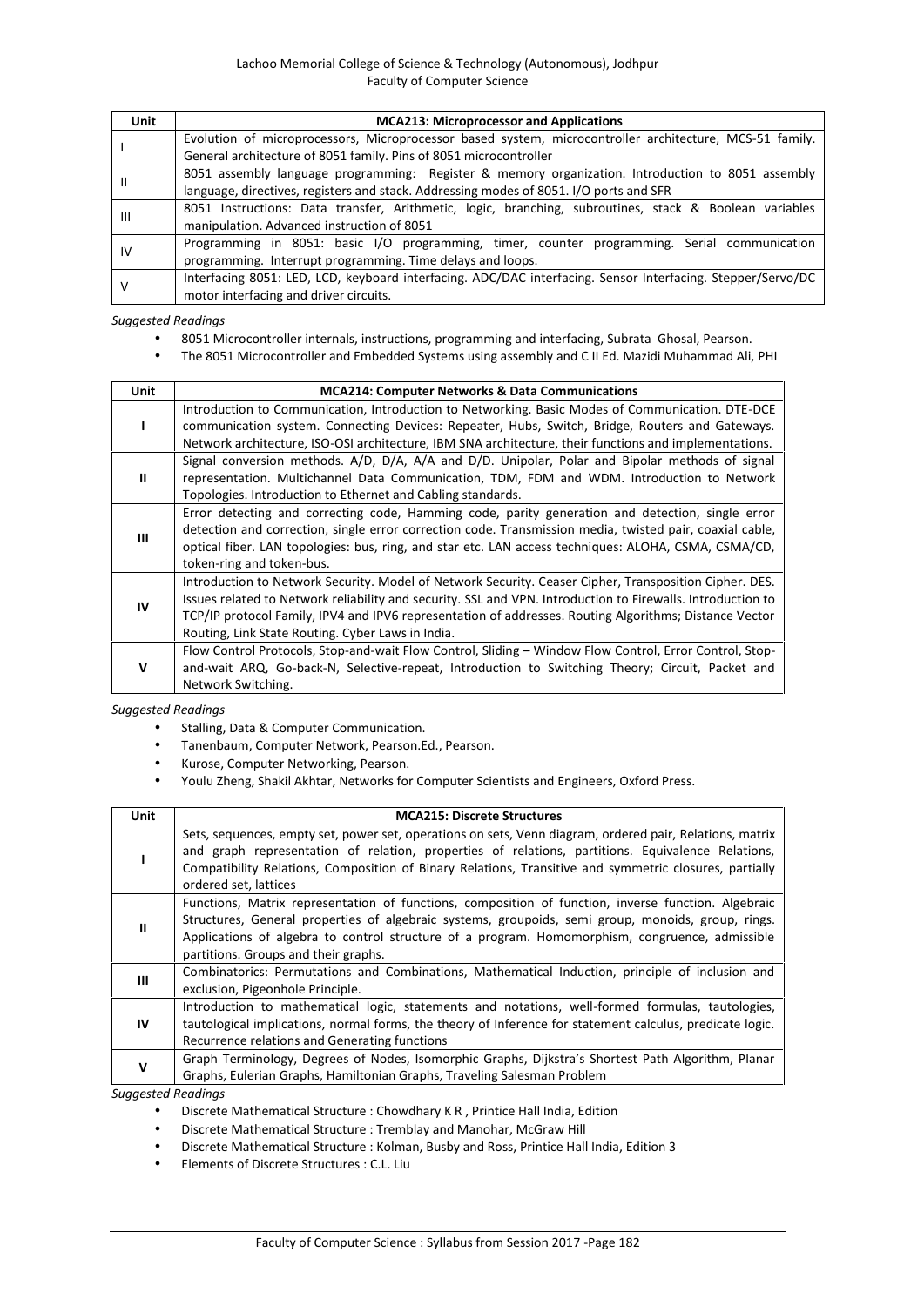| Unit | MCA213: Microprocessor and Applications |
|---|---|
| I | Evolution of microprocessors, Microprocessor based system, microcontroller architecture, MCS-51 family. General architecture of 8051 family. Pins of 8051 microcontroller |
| II | 8051 assembly language programming: Register & memory organization. Introduction to 8051 assembly language, directives, registers and stack. Addressing modes of 8051. I/O ports and SFR |
| III | 8051 Instructions: Data transfer, Arithmetic, logic, branching, subroutines, stack & Boolean variables manipulation. Advanced instruction of 8051 |
| IV | Programming in 8051: basic I/O programming, timer, counter programming. Serial communication programming. Interrupt programming. Time delays and loops. |
| V | Interfacing 8051: LED, LCD, keyboard interfacing. ADC/DAC interfacing. Sensor Interfacing. Stepper/Servo/DC motor interfacing and driver circuits. |

*Suggested Readings*

- 8051 Microcontroller internals, instructions, programming and interfacing, Subrata Ghosal, Pearson.
- The 8051 Microcontroller and Embedded Systems using assembly and C II Ed. Mazidi Muhammad Ali, PHI

| Unit | MCA214: Computer Networks & Data Communications |
|---|---|
| I | Introduction to Communication, Introduction to Networking. Basic Modes of Communication. DTE-DCE communication system. Connecting Devices: Repeater, Hubs, Switch, Bridge, Routers and Gateways. Network architecture, ISO-OSI architecture, IBM SNA architecture, their functions and implementations. |
| II | Signal conversion methods. A/D, D/A, A/A and D/D. Unipolar, Polar and Bipolar methods of signal representation. Multichannel Data Communication, TDM, FDM and WDM. Introduction to Network Topologies. Introduction to Ethernet and Cabling standards. |
| III | Error detecting and correcting code, Hamming code, parity generation and detection, single error detection and correction, single error correction code. Transmission media, twisted pair, coaxial cable, optical fiber. LAN topologies: bus, ring, and star etc. LAN access techniques: ALOHA, CSMA, CSMA/CD, token-ring and token-bus. |
| IV | Introduction to Network Security. Model of Network Security. Ceaser Cipher, Transposition Cipher. DES. Issues related to Network reliability and security. SSL and VPN. Introduction to Firewalls. Introduction to TCP/IP protocol Family, IPV4 and IPV6 representation of addresses. Routing Algorithms; Distance Vector Routing, Link State Routing. Cyber Laws in India. |
| V | Flow Control Protocols, Stop-and-wait Flow Control, Sliding – Window Flow Control, Error Control, Stop-and-wait ARQ, Go-back-N, Selective-repeat, Introduction to Switching Theory; Circuit, Packet and Network Switching. |

*Suggested Readings*

- Stalling, Data & Computer Communication.
- Tanenbaum, Computer Network, Pearson.Ed., Pearson.
- Kurose, Computer Networking, Pearson.
- Youlu Zheng, Shakil Akhtar, Networks for Computer Scientists and Engineers, Oxford Press.

| Unit | MCA215: Discrete Structures |
|---|---|
| I | Sets, sequences, empty set, power set, operations on sets, Venn diagram, ordered pair, Relations, matrix and graph representation of relation, properties of relations, partitions. Equivalence Relations, Compatibility Relations, Composition of Binary Relations, Transitive and symmetric closures, partially ordered set, lattices |
| II | Functions, Matrix representation of functions, composition of function, inverse function. Algebraic Structures, General properties of algebraic systems, groupoids, semi group, monoids, group, rings. Applications of algebra to control structure of a program. Homomorphism, congruence, admissible partitions. Groups and their graphs. |
| III | Combinatorics: Permutations and Combinations, Mathematical Induction, principle of inclusion and exclusion, Pigeonhole Principle. |
| IV | Introduction to mathematical logic, statements and notations, well-formed formulas, tautologies, tautological implications, normal forms, the theory of Inference for statement calculus, predicate logic. Recurrence relations and Generating functions |
| V | Graph Terminology, Degrees of Nodes, Isomorphic Graphs, Dijkstra's Shortest Path Algorithm, Planar Graphs, Eulerian Graphs, Hamiltonian Graphs, Traveling Salesman Problem |

*Suggested Readings*

- Discrete Mathematical Structure : Chowdhary K R , Printice Hall India, Edition
- Discrete Mathematical Structure : Tremblay and Manohar, McGraw Hill
- Discrete Mathematical Structure : Kolman, Busby and Ross, Printice Hall India, Edition 3
- Elements of Discrete Structures : C.L. Liu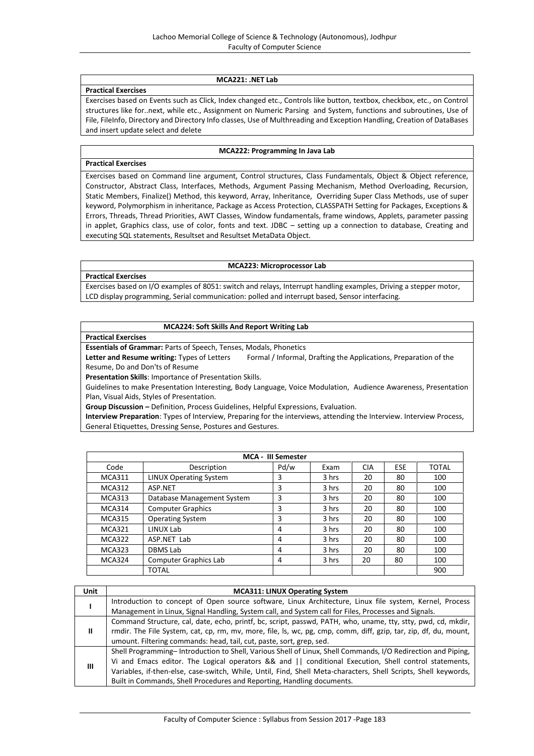### MCA221: .NET Lab

**Practical Exercises**

Exercises based on Events such as Click, Index changed etc., Controls like button, textbox, checkbox, etc., on Control structures like for..next, while etc., Assignment on Numeric Parsing and System, functions and subroutines, Use of File, FileInfo, Directory and Directory Info classes, Use of Multhreading and Exception Handling, Creation of DataBases and insert update select and delete

### MCA222: Programming In Java Lab

**Practical Exercises**

Exercises based on Command line argument, Control structures, Class Fundamentals, Object & Object reference, Constructor, Abstract Class, Interfaces, Methods, Argument Passing Mechanism, Method Overloading, Recursion, Static Members, Finalize() Method, this keyword, Array, Inheritance, Overriding Super Class Methods, use of super keyword, Polymorphism in inheritance, Package as Access Protection, CLASSPATH Setting for Packages, Exceptions & Errors, Threads, Thread Priorities, AWT Classes, Window fundamentals, frame windows, Applets, parameter passing in applet, Graphics class, use of color, fonts and text. JDBC – setting up a connection to database, Creating and executing SQL statements, Resultset and Resultset MetaData Object.

### MCA223: Microprocessor Lab

**Practical Exercises**

Exercises based on I/O examples of 8051: switch and relays, Interrupt handling examples, Driving a stepper motor, LCD display programming, Serial communication: polled and interrupt based, Sensor interfacing.

### MCA224: Soft Skills And Report Writing Lab

**Practical Exercises**

**Essentials of Grammar:** Parts of Speech, Tenses, Modals, Phonetics

**Letter and Resume writing:** Types of Letters Formal / Informal, Drafting the Applications, Preparation of the Resume, Do and Don'ts of Resume

**Presentation Skills**: Importance of Presentation Skills.

Guidelines to make Presentation Interesting, Body Language, Voice Modulation, Audience Awareness, Presentation Plan, Visual Aids, Styles of Presentation.

**Group Discussion –** Definition, Process Guidelines, Helpful Expressions, Evaluation.

**Interview Preparation**: Types of Interview, Preparing for the interviews, attending the Interview. Interview Process, General Etiquettes, Dressing Sense, Postures and Gestures.

| MCA - III Semester | | | | | | |
|---|---|---|---|---|---|---|
| Code | Description | Pd/w | Exam | CIA | ESE | TOTAL |
| MCA311 | LINUX Operating System | 3 | 3 hrs | 20 | 80 | 100 |
| MCA312 | ASP.NET | 3 | 3 hrs | 20 | 80 | 100 |
| MCA313 | Database Management System | 3 | 3 hrs | 20 | 80 | 100 |
| MCA314 | Computer Graphics | 3 | 3 hrs | 20 | 80 | 100 |
| MCA315 | Operating System | 3 | 3 hrs | 20 | 80 | 100 |
| MCA321 | LINUX Lab | 4 | 3 hrs | 20 | 80 | 100 |
| MCA322 | ASP.NET Lab | 4 | 3 hrs | 20 | 80 | 100 |
| MCA323 | DBMS Lab | 4 | 3 hrs | 20 | 80 | 100 |
| MCA324 | Computer Graphics Lab | 4 | 3 hrs | 20 | 80 | 100 |
| | TOTAL | | | | | 900 |

| Unit | MCA311: LINUX Operating System |
|---|---|
| I | Introduction to concept of Open source software, Linux Architecture, Linux file system, Kernel, Process Management in Linux, Signal Handling, System call, and System call for Files, Processes and Signals. |
| II | Command Structure, cal, date, echo, printf, bc, script, passwd, PATH, who, uname, tty, stty, pwd, cd, mkdir, rmdir. The File System, cat, cp, rm, mv, more, file, ls, wc, pg, cmp, comm, diff, gzip, tar, zip, df, du, mount, umount. Filtering commands: head, tail, cut, paste, sort, grep, sed. |
| III | Shell Programming– Introduction to Shell, Various Shell of Linux, Shell Commands, I/O Redirection and Piping, Vi and Emacs editor. The Logical operators && and \|\| conditional Execution, Shell control statements, Variables, if-then-else, case-switch, While, Until, Find, Shell Meta-characters, Shell Scripts, Shell keywords, Built in Commands, Shell Procedures and Reporting, Handling documents. |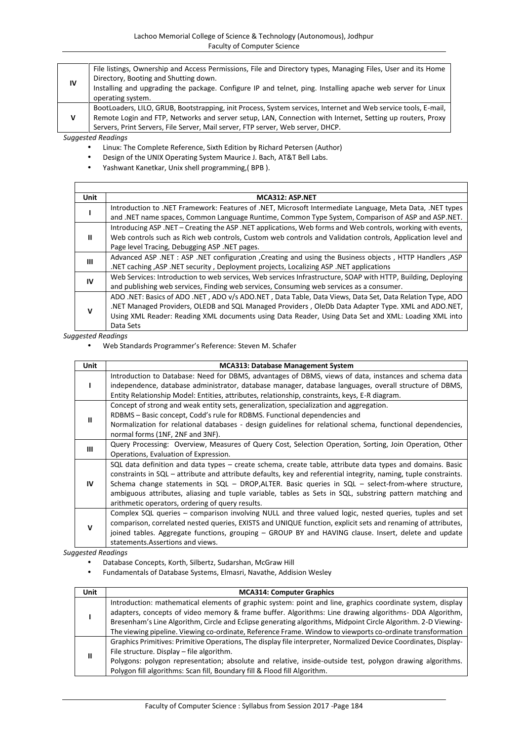| | |
|---|---|
| **IV** | File listings, Ownership and Access Permissions, File and Directory types, Managing Files, User and its Home Directory, Booting and Shutting down. Installing and upgrading the package. Configure IP and telnet, ping. Installing apache web server for Linux operating system. |
| **V** | BootLoaders, LILO, GRUB, Bootstrapping, init Process, System services, Internet and Web service tools, E-mail, Remote Login and FTP, Networks and server setup, LAN, Connection with Internet, Setting up routers, Proxy Servers, Print Servers, File Server, Mail server, FTP server, Web server, DHCP. |

*Suggested Readings*

- Linux: The Complete Reference, Sixth Edition by Richard Petersen (Author)
- Design of the UNIX Operating System Maurice J. Bach, AT&T Bell Labs.
- Yashwant Kanetkar, Unix shell programming,( BPB ).

| Unit | MCA312: ASP.NET |
|---|---|
| **I** | Introduction to .NET Framework: Features of .NET, Microsoft Intermediate Language, Meta Data, .NET types and .NET name spaces, Common Language Runtime, Common Type System, Comparison of ASP and ASP.NET. |
| **II** | Introducing ASP .NET – Creating the ASP .NET applications, Web forms and Web controls, working with events, Web controls such as Rich web controls, Custom web controls and Validation controls, Application level and Page level Tracing, Debugging ASP .NET pages. |
| **III** | Advanced ASP .NET : ASP .NET configuration ,Creating and using the Business objects , HTTP Handlers ,ASP .NET caching ,ASP .NET security , Deployment projects, Localizing ASP .NET applications |
| **IV** | Web Services: Introduction to web services, Web services Infrastructure, SOAP with HTTP, Building, Deploying and publishing web services, Finding web services, Consuming web services as a consumer. |
| **V** | ADO .NET: Basics of ADO .NET , ADO v/s ADO.NET , Data Table, Data Views, Data Set, Data Relation Type, ADO .NET Managed Providers, OLEDB and SQL Managed Providers , OleDb Data Adapter Type. XML and ADO.NET, Using XML Reader: Reading XML documents using Data Reader, Using Data Set and XML: Loading XML into Data Sets |

*Suggested Readings*

- Web Standards Programmer's Reference: Steven M. Schafer

| Unit | MCA313: Database Management System |
|---|---|
| **I** | Introduction to Database: Need for DBMS, advantages of DBMS, views of data, instances and schema data independence, database administrator, database manager, database languages, overall structure of DBMS, Entity Relationship Model: Entities, attributes, relationship, constraints, keys, E-R diagram. |
| **II** | Concept of strong and weak entity sets, generalization, specialization and aggregation. RDBMS – Basic concept, Codd's rule for RDBMS. Functional dependencies and Normalization for relational databases - design guidelines for relational schema, functional dependencies, normal forms (1NF, 2NF and 3NF). |
| **III** | Query Processing: Overview, Measures of Query Cost, Selection Operation, Sorting, Join Operation, Other Operations, Evaluation of Expression. |
| **IV** | SQL data definition and data types – create schema, create table, attribute data types and domains. Basic constraints in SQL – attribute and attribute defaults, key and referential integrity, naming, tuple constraints. Schema change statements in SQL – DROP,ALTER. Basic queries in SQL – select-from-where structure, ambiguous attributes, aliasing and tuple variable, tables as Sets in SQL, substring pattern matching and arithmetic operators, ordering of query results. |
| **V** | Complex SQL queries – comparison involving NULL and three valued logic, nested queries, tuples and set comparison, correlated nested queries, EXISTS and UNIQUE function, explicit sets and renaming of attributes, joined tables. Aggregate functions, grouping – GROUP BY and HAVING clause. Insert, delete and update statements.Assertions and views. |

*Suggested Readings*

- Database Concepts, Korth, Silbertz, Sudarshan, McGraw Hill
- Fundamentals of Database Systems, Elmasri, Navathe, Addision Wesley

| Unit | MCA314: Computer Graphics |
|---|---|
| **I** | Introduction: mathematical elements of graphic system: point and line, graphics coordinate system, display adapters, concepts of video memory & frame buffer. Algorithms: Line drawing algorithms- DDA Algorithm, Bresenham's Line Algorithm, Circle and Eclipse generating algorithms, Midpoint Circle Algorithm. 2-D Viewing- The viewing pipeline. Viewing co-ordinate, Reference Frame. Window to viewports co-ordinate transformation |
| **II** | Graphics Primitives: Primitive Operations, The display file interpreter, Normalized Device Coordinates, Display-File structure. Display – file algorithm. Polygons: polygon representation; absolute and relative, inside-outside test, polygon drawing algorithms. Polygon fill algorithms: Scan fill, Boundary fill & Flood fill Algorithm. |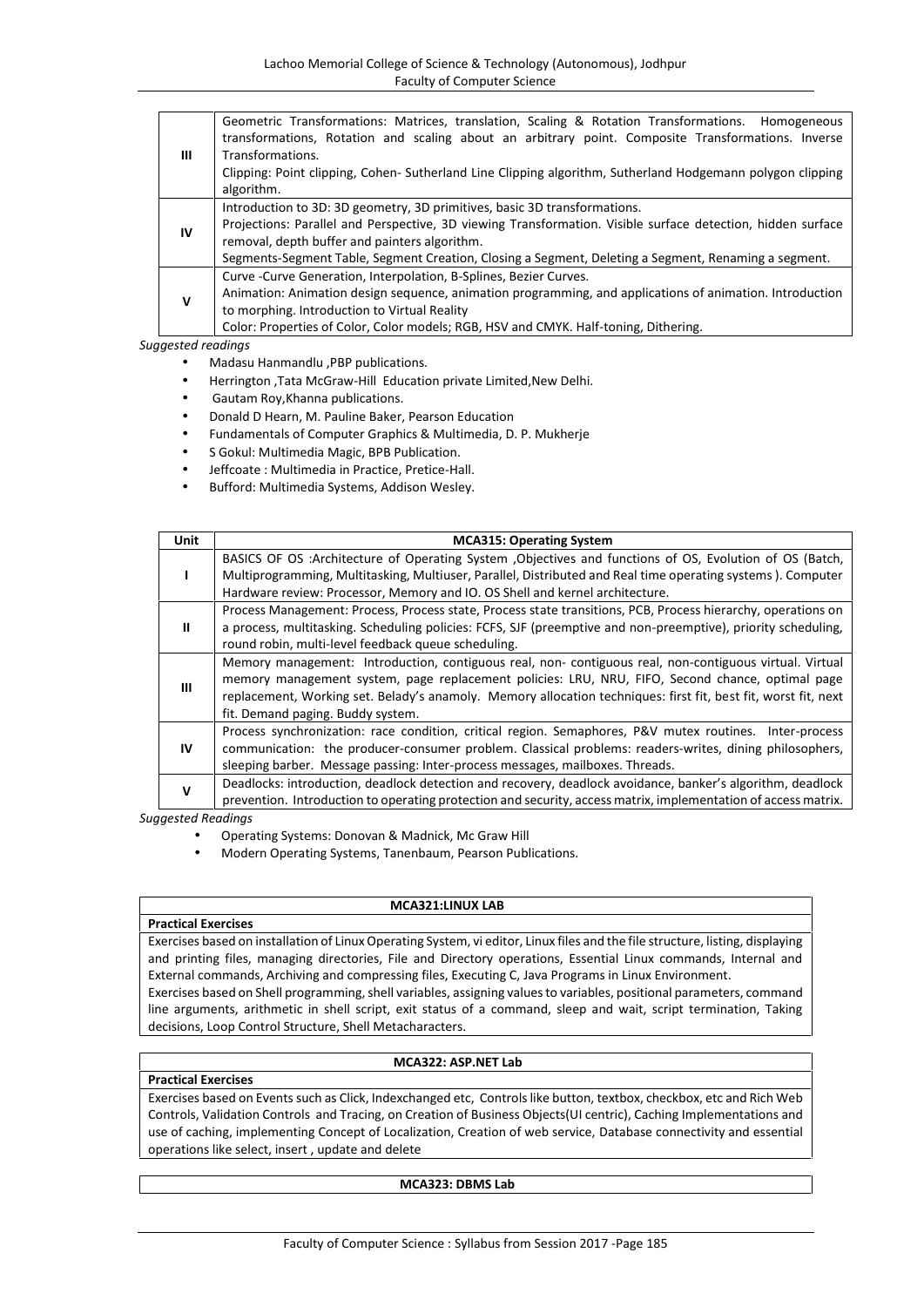| | |
|---|---|
| III | Geometric Transformations: Matrices, translation, Scaling & Rotation Transformations. Homogeneous transformations, Rotation and scaling about an arbitrary point. Composite Transformations. Inverse Transformations.<br>Clipping: Point clipping, Cohen- Sutherland Line Clipping algorithm, Sutherland Hodgemann polygon clipping algorithm. |
| IV | Introduction to 3D: 3D geometry, 3D primitives, basic 3D transformations.<br>Projections: Parallel and Perspective, 3D viewing Transformation. Visible surface detection, hidden surface removal, depth buffer and painters algorithm.<br>Segments-Segment Table, Segment Creation, Closing a Segment, Deleting a Segment, Renaming a segment. |
| V | Curve -Curve Generation, Interpolation, B-Splines, Bezier Curves.<br>Animation: Animation design sequence, animation programming, and applications of animation. Introduction to morphing. Introduction to Virtual Reality<br>Color: Properties of Color, Color models; RGB, HSV and CMYK. Half-toning, Dithering. |

*Suggested readings*

- Madasu Hanmandlu ,PBP publications.
- Herrington ,Tata McGraw-Hill Education private Limited,New Delhi.
- Gautam Roy,Khanna publications.
- Donald D Hearn, M. Pauline Baker, Pearson Education
- Fundamentals of Computer Graphics & Multimedia, D. P. Mukherje
- S Gokul: Multimedia Magic, BPB Publication.
- Jeffcoate : Multimedia in Practice, Pretice-Hall.
- Bufford: Multimedia Systems, Addison Wesley.

| Unit | MCA315: Operating System |
|---|---|
| I | BASICS OF OS :Architecture of Operating System ,Objectives and functions of OS, Evolution of OS (Batch, Multiprogramming, Multitasking, Multiuser, Parallel, Distributed and Real time operating systems ). Computer Hardware review: Processor, Memory and IO. OS Shell and kernel architecture. |
| II | Process Management: Process, Process state, Process state transitions, PCB, Process hierarchy, operations on a process, multitasking. Scheduling policies: FCFS, SJF (preemptive and non-preemptive), priority scheduling, round robin, multi-level feedback queue scheduling. |
| III | Memory management: Introduction, contiguous real, non- contiguous real, non-contiguous virtual. Virtual memory management system, page replacement policies: LRU, NRU, FIFO, Second chance, optimal page replacement, Working set. Belady's anamoly. Memory allocation techniques: first fit, best fit, worst fit, next fit. Demand paging. Buddy system. |
| IV | Process synchronization: race condition, critical region. Semaphores, P&V mutex routines. Inter-process communication: the producer-consumer problem. Classical problems: readers-writes, dining philosophers, sleeping barber. Message passing: Inter-process messages, mailboxes. Threads. |
| V | Deadlocks: introduction, deadlock detection and recovery, deadlock avoidance, banker's algorithm, deadlock prevention. Introduction to operating protection and security, access matrix, implementation of access matrix. |

*Suggested Readings*

- Operating Systems: Donovan & Madnick, Mc Graw Hill
- Modern Operating Systems, Tanenbaum, Pearson Publications.

| MCA321:LINUX LAB |
|---|
| **Practical Exercises** |
| Exercises based on installation of Linux Operating System, vi editor, Linux files and the file structure, listing, displaying and printing files, managing directories, File and Directory operations, Essential Linux commands, Internal and External commands, Archiving and compressing files, Executing C, Java Programs in Linux Environment.<br>Exercises based on Shell programming, shell variables, assigning values to variables, positional parameters, command line arguments, arithmetic in shell script, exit status of a command, sleep and wait, script termination, Taking decisions, Loop Control Structure, Shell Metacharacters. |

| MCA322: ASP.NET Lab |
|---|
| **Practical Exercises** |
| Exercises based on Events such as Click, Indexchanged etc, Controls like button, textbox, checkbox, etc and Rich Web Controls, Validation Controls and Tracing, on Creation of Business Objects(UI centric), Caching Implementations and use of caching, implementing Concept of Localization, Creation of web service, Database connectivity and essential operations like select, insert , update and delete |

| MCA323: DBMS Lab |
|---|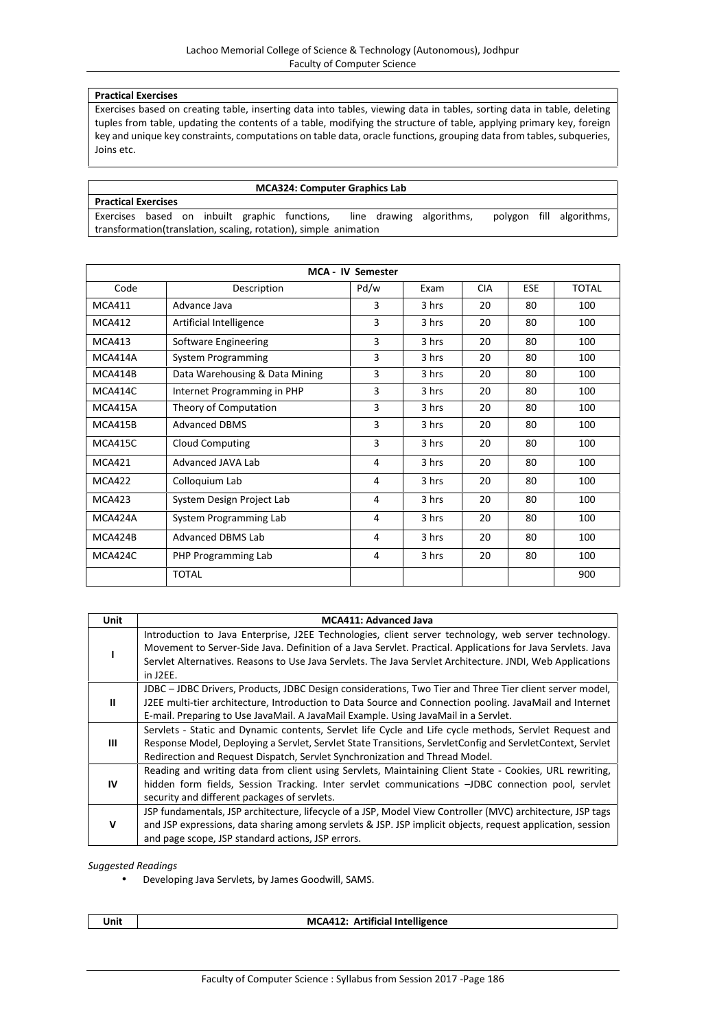**Practical Exercises**

Exercises based on creating table, inserting data into tables, viewing data in tables, sorting data in table, deleting tuples from table, updating the contents of a table, modifying the structure of table, applying primary key, foreign key and unique key constraints, computations on table data, oracle functions, grouping data from tables, subqueries, Joins etc.

**MCA324: Computer Graphics Lab**

**Practical Exercises**

Exercises based on inbuilt graphic functions, line drawing algorithms, polygon fill algorithms, transformation(translation, scaling, rotation), simple animation

**MCA - IV Semester**

| Code | Description | Pd/w | Exam | CIA | ESE | TOTAL |
|---|---|---|---|---|---|---|
| MCA411 | Advance Java | 3 | 3 hrs | 20 | 80 | 100 |
| MCA412 | Artificial Intelligence | 3 | 3 hrs | 20 | 80 | 100 |
| MCA413 | Software Engineering | 3 | 3 hrs | 20 | 80 | 100 |
| MCA414A | System Programming | 3 | 3 hrs | 20 | 80 | 100 |
| MCA414B | Data Warehousing & Data Mining | 3 | 3 hrs | 20 | 80 | 100 |
| MCA414C | Internet Programming in PHP | 3 | 3 hrs | 20 | 80 | 100 |
| MCA415A | Theory of Computation | 3 | 3 hrs | 20 | 80 | 100 |
| MCA415B | Advanced DBMS | 3 | 3 hrs | 20 | 80 | 100 |
| MCA415C | Cloud Computing | 3 | 3 hrs | 20 | 80 | 100 |
| MCA421 | Advanced JAVA Lab | 4 | 3 hrs | 20 | 80 | 100 |
| MCA422 | Colloquium Lab | 4 | 3 hrs | 20 | 80 | 100 |
| MCA423 | System Design Project Lab | 4 | 3 hrs | 20 | 80 | 100 |
| MCA424A | System Programming Lab | 4 | 3 hrs | 20 | 80 | 100 |
| MCA424B | Advanced DBMS Lab | 4 | 3 hrs | 20 | 80 | 100 |
| MCA424C | PHP Programming Lab | 4 | 3 hrs | 20 | 80 | 100 |
| | TOTAL | | | | | 900 |

| Unit | MCA411: Advanced Java |
|---|---|
| I | Introduction to Java Enterprise, J2EE Technologies, client server technology, web server technology. Movement to Server-Side Java. Definition of a Java Servlet. Practical. Applications for Java Servlets. Java Servlet Alternatives. Reasons to Use Java Servlets. The Java Servlet Architecture. JNDI, Web Applications in J2EE. |
| II | JDBC – JDBC Drivers, Products, JDBC Design considerations, Two Tier and Three Tier client server model, J2EE multi-tier architecture, Introduction to Data Source and Connection pooling. JavaMail and Internet E-mail. Preparing to Use JavaMail. A JavaMail Example. Using JavaMail in a Servlet. |
| III | Servlets - Static and Dynamic contents, Servlet life Cycle and Life cycle methods, Servlet Request and Response Model, Deploying a Servlet, Servlet State Transitions, ServletConfig and ServletContext, Servlet Redirection and Request Dispatch, Servlet Synchronization and Thread Model. |
| IV | Reading and writing data from client using Servlets, Maintaining Client State - Cookies, URL rewriting, hidden form fields, Session Tracking. Inter servlet communications –JDBC connection pool, servlet security and different packages of servlets. |
| V | JSP fundamentals, JSP architecture, lifecycle of a JSP, Model View Controller (MVC) architecture, JSP tags and JSP expressions, data sharing among servlets & JSP. JSP implicit objects, request application, session and page scope, JSP standard actions, JSP errors. |

*Suggested Readings*

- Developing Java Servlets, by James Goodwill, SAMS.

| Unit | MCA412: Artificial Intelligence |
|---|---|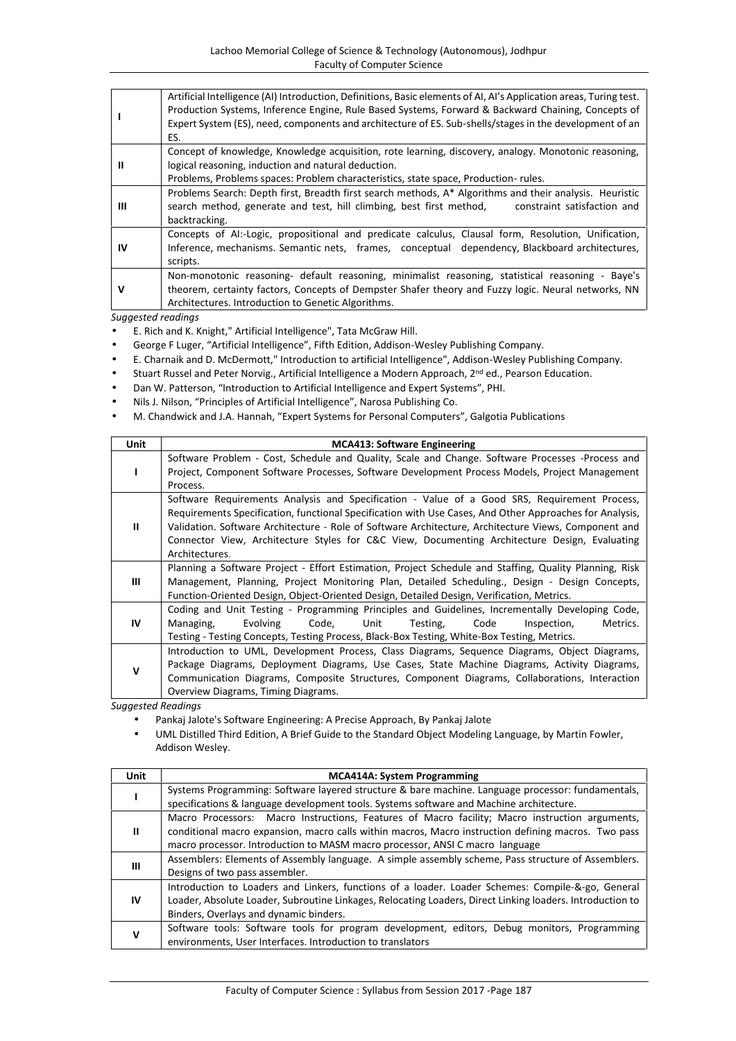| | |
|---|---|
| **I** | Artificial Intelligence (AI) Introduction, Definitions, Basic elements of AI, AI's Application areas, Turing test. Production Systems, Inference Engine, Rule Based Systems, Forward & Backward Chaining, Concepts of Expert System (ES), need, components and architecture of ES. Sub-shells/stages in the development of an ES. |
| **II** | Concept of knowledge, Knowledge acquisition, rote learning, discovery, analogy. Monotonic reasoning, logical reasoning, induction and natural deduction. Problems, Problems spaces: Problem characteristics, state space, Production- rules. |
| **III** | Problems Search: Depth first, Breadth first search methods, A* Algorithms and their analysis. Heuristic search method, generate and test, hill climbing, best first method, constraint satisfaction and backtracking. |
| **IV** | Concepts of AI:-Logic, propositional and predicate calculus, Clausal form, Resolution, Unification, Inference, mechanisms. Semantic nets, frames, conceptual dependency, Blackboard architectures, scripts. |
| **V** | Non-monotonic reasoning- default reasoning, minimalist reasoning, statistical reasoning - Baye's theorem, certainty factors, Concepts of Dempster Shafer theory and Fuzzy logic. Neural networks, NN Architectures. Introduction to Genetic Algorithms. |

*Suggested readings*

- E. Rich and K. Knight," Artificial Intelligence", Tata McGraw Hill.
- George F Luger, "Artificial Intelligence", Fifth Edition, Addison-Wesley Publishing Company.
- E. Charnaik and D. McDermott," Introduction to artificial Intelligence", Addison-Wesley Publishing Company.
- Stuart Russel and Peter Norvig., Artificial Intelligence a Modern Approach, 2nd ed., Pearson Education.
- Dan W. Patterson, "Introduction to Artificial Intelligence and Expert Systems", PHI.
- Nils J. Nilson, "Principles of Artificial Intelligence", Narosa Publishing Co.
- M. Chandwick and J.A. Hannah, "Expert Systems for Personal Computers", Galgotia Publications

| Unit | MCA413: Software Engineering |
|---|---|
| **I** | Software Problem - Cost, Schedule and Quality, Scale and Change. Software Processes -Process and Project, Component Software Processes, Software Development Process Models, Project Management Process. |
| **II** | Software Requirements Analysis and Specification - Value of a Good SRS, Requirement Process, Requirements Specification, functional Specification with Use Cases, And Other Approaches for Analysis, Validation. Software Architecture - Role of Software Architecture, Architecture Views, Component and Connector View, Architecture Styles for C&C View, Documenting Architecture Design, Evaluating Architectures. |
| **III** | Planning a Software Project - Effort Estimation, Project Schedule and Staffing, Quality Planning, Risk Management, Planning, Project Monitoring Plan, Detailed Scheduling., Design - Design Concepts, Function-Oriented Design, Object-Oriented Design, Detailed Design, Verification, Metrics. |
| **IV** | Coding and Unit Testing - Programming Principles and Guidelines, Incrementally Developing Code, Managing, Evolving Code, Unit Testing, Code Inspection, Metrics. Testing - Testing Concepts, Testing Process, Black-Box Testing, White-Box Testing, Metrics. |
| **V** | Introduction to UML, Development Process, Class Diagrams, Sequence Diagrams, Object Diagrams, Package Diagrams, Deployment Diagrams, Use Cases, State Machine Diagrams, Activity Diagrams, Communication Diagrams, Composite Structures, Component Diagrams, Collaborations, Interaction Overview Diagrams, Timing Diagrams. |

*Suggested Readings*

- Pankaj Jalote's Software Engineering: A Precise Approach, By Pankaj Jalote
- UML Distilled Third Edition, A Brief Guide to the Standard Object Modeling Language, by Martin Fowler, Addison Wesley.

| Unit | MCA414A: System Programming |
|---|---|
| **I** | Systems Programming: Software layered structure & bare machine. Language processor: fundamentals, specifications & language development tools. Systems software and Machine architecture. |
| **II** | Macro Processors: Macro Instructions, Features of Macro facility; Macro instruction arguments, conditional macro expansion, macro calls within macros, Macro instruction defining macros. Two pass macro processor. Introduction to MASM macro processor, ANSI C macro language |
| **III** | Assemblers: Elements of Assembly language. A simple assembly scheme, Pass structure of Assemblers. Designs of two pass assembler. |
| **IV** | Introduction to Loaders and Linkers, functions of a loader. Loader Schemes: Compile-&-go, General Loader, Absolute Loader, Subroutine Linkages, Relocating Loaders, Direct Linking loaders. Introduction to Binders, Overlays and dynamic binders. |
| **V** | Software tools: Software tools for program development, editors, Debug monitors, Programming environments, User Interfaces. Introduction to translators |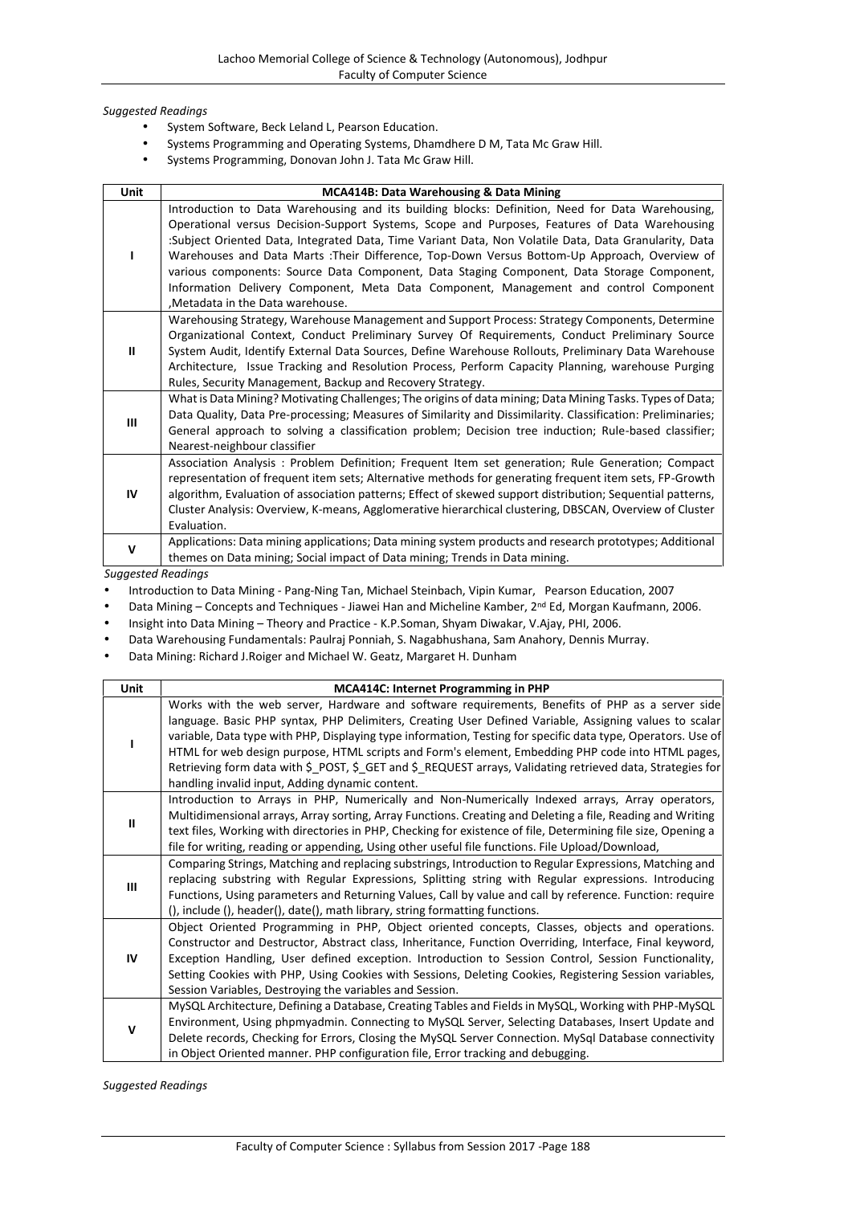*Suggested Readings*

- System Software, Beck Leland L, Pearson Education.
- Systems Programming and Operating Systems, Dhamdhere D M, Tata Mc Graw Hill.
- Systems Programming, Donovan John J. Tata Mc Graw Hill.

| Unit | MCA414B: Data Warehousing & Data Mining |
|---|---|
| I | Introduction to Data Warehousing and its building blocks: Definition, Need for Data Warehousing, Operational versus Decision-Support Systems, Scope and Purposes, Features of Data Warehousing :Subject Oriented Data, Integrated Data, Time Variant Data, Non Volatile Data, Data Granularity, Data Warehouses and Data Marts :Their Difference, Top-Down Versus Bottom-Up Approach, Overview of various components: Source Data Component, Data Staging Component, Data Storage Component, Information Delivery Component, Meta Data Component, Management and control Component ,Metadata in the Data warehouse. |
| II | Warehousing Strategy, Warehouse Management and Support Process: Strategy Components, Determine Organizational Context, Conduct Preliminary Survey Of Requirements, Conduct Preliminary Source System Audit, Identify External Data Sources, Define Warehouse Rollouts, Preliminary Data Warehouse Architecture, Issue Tracking and Resolution Process, Perform Capacity Planning, warehouse Purging Rules, Security Management, Backup and Recovery Strategy. |
| III | What is Data Mining? Motivating Challenges; The origins of data mining; Data Mining Tasks. Types of Data; Data Quality, Data Pre-processing; Measures of Similarity and Dissimilarity. Classification: Preliminaries; General approach to solving a classification problem; Decision tree induction; Rule-based classifier; Nearest-neighbour classifier |
| IV | Association Analysis : Problem Definition; Frequent Item set generation; Rule Generation; Compact representation of frequent item sets; Alternative methods for generating frequent item sets, FP-Growth algorithm, Evaluation of association patterns; Effect of skewed support distribution; Sequential patterns, Cluster Analysis: Overview, K-means, Agglomerative hierarchical clustering, DBSCAN, Overview of Cluster Evaluation. |
| V | Applications: Data mining applications; Data mining system products and research prototypes; Additional themes on Data mining; Social impact of Data mining; Trends in Data mining. |

*Suggested Readings*

- Introduction to Data Mining - Pang-Ning Tan, Michael Steinbach, Vipin Kumar, Pearson Education, 2007
- Data Mining – Concepts and Techniques - Jiawei Han and Micheline Kamber, 2nd Ed, Morgan Kaufmann, 2006.
- Insight into Data Mining – Theory and Practice - K.P.Soman, Shyam Diwakar, V.Ajay, PHI, 2006.
- Data Warehousing Fundamentals: Paulraj Ponniah, S. Nagabhushana, Sam Anahory, Dennis Murray.
- Data Mining: Richard J.Roiger and Michael W. Geatz, Margaret H. Dunham

| Unit | MCA414C: Internet Programming in PHP |
|---|---|
| I | Works with the web server, Hardware and software requirements, Benefits of PHP as a server side language. Basic PHP syntax, PHP Delimiters, Creating User Defined Variable, Assigning values to scalar variable, Data type with PHP, Displaying type information, Testing for specific data type, Operators. Use of HTML for web design purpose, HTML scripts and Form's element, Embedding PHP code into HTML pages, Retrieving form data with $_POST, $_GET and $_REQUEST arrays, Validating retrieved data, Strategies for handling invalid input, Adding dynamic content. |
| II | Introduction to Arrays in PHP, Numerically and Non-Numerically Indexed arrays, Array operators, Multidimensional arrays, Array sorting, Array Functions. Creating and Deleting a file, Reading and Writing text files, Working with directories in PHP, Checking for existence of file, Determining file size, Opening a file for writing, reading or appending, Using other useful file functions. File Upload/Download, |
| III | Comparing Strings, Matching and replacing substrings, Introduction to Regular Expressions, Matching and replacing substring with Regular Expressions, Splitting string with Regular expressions. Introducing Functions, Using parameters and Returning Values, Call by value and call by reference. Function: require (), include (), header(), date(), math library, string formatting functions. |
| IV | Object Oriented Programming in PHP, Object oriented concepts, Classes, objects and operations. Constructor and Destructor, Abstract class, Inheritance, Function Overriding, Interface, Final keyword, Exception Handling, User defined exception. Introduction to Session Control, Session Functionality, Setting Cookies with PHP, Using Cookies with Sessions, Deleting Cookies, Registering Session variables, Session Variables, Destroying the variables and Session. |
| V | MySQL Architecture, Defining a Database, Creating Tables and Fields in MySQL, Working with PHP-MySQL Environment, Using phpmyadmin. Connecting to MySQL Server, Selecting Databases, Insert Update and Delete records, Checking for Errors, Closing the MySQL Server Connection. MySql Database connectivity in Object Oriented manner. PHP configuration file, Error tracking and debugging. |

*Suggested Readings*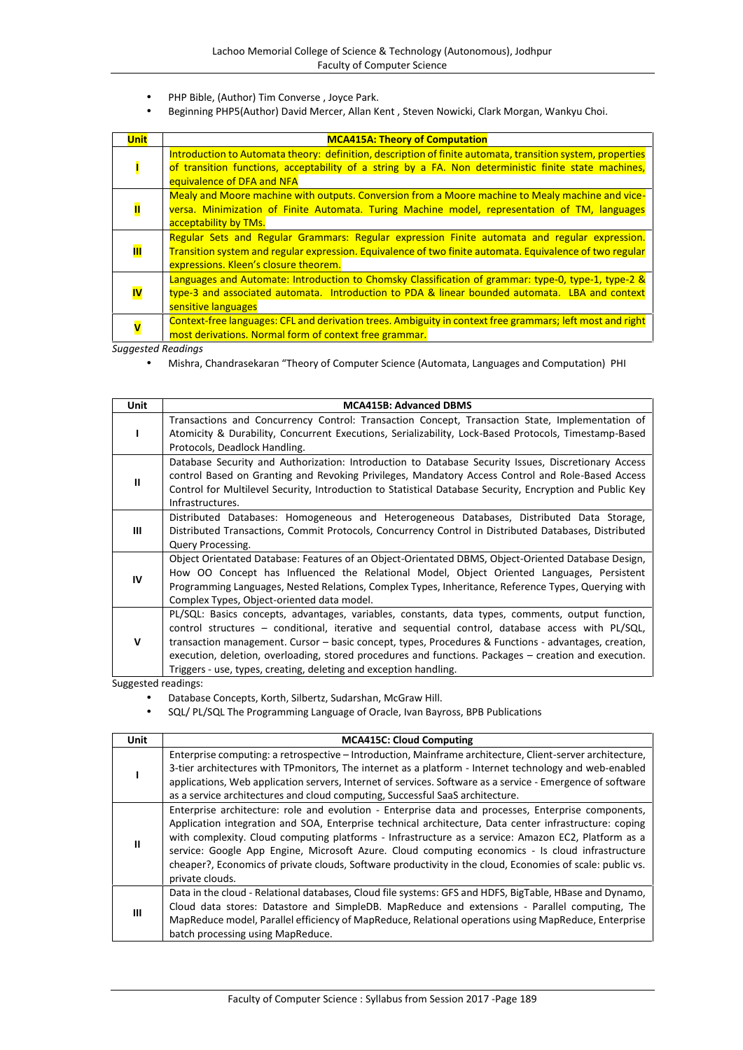- PHP Bible, (Author) Tim Converse , Joyce Park.
- Beginning PHP5(Author) David Mercer, Allan Kent , Steven Nowicki, Clark Morgan, Wankyu Choi.

| Unit | MCA415A: Theory of Computation |
|---|---|
| I | Introduction to Automata theory: definition, description of finite automata, transition system, properties of transition functions, acceptability of a string by a FA. Non deterministic finite state machines, equivalence of DFA and NFA |
| II | Mealy and Moore machine with outputs. Conversion from a Moore machine to Mealy machine and vice-versa. Minimization of Finite Automata. Turing Machine model, representation of TM, languages acceptability by TMs. |
| III | Regular Sets and Regular Grammars: Regular expression Finite automata and regular expression. Transition system and regular expression. Equivalence of two finite automata. Equivalence of two regular expressions. Kleen's closure theorem. |
| IV | Languages and Automate: Introduction to Chomsky Classification of grammar: type-0, type-1, type-2 & type-3 and associated automata. Introduction to PDA & linear bounded automata. LBA and context sensitive languages |
| V | Context-free languages: CFL and derivation trees. Ambiguity in context free grammars; left most and right most derivations. Normal form of context free grammar. |

*Suggested Readings*

- Mishra, Chandrasekaran "Theory of Computer Science (Automata, Languages and Computation) PHI

| Unit | MCA415B: Advanced DBMS |
|---|---|
| I | Transactions and Concurrency Control: Transaction Concept, Transaction State, Implementation of Atomicity & Durability, Concurrent Executions, Serializability, Lock-Based Protocols, Timestamp-Based Protocols, Deadlock Handling. |
| II | Database Security and Authorization: Introduction to Database Security Issues, Discretionary Access control Based on Granting and Revoking Privileges, Mandatory Access Control and Role-Based Access Control for Multilevel Security, Introduction to Statistical Database Security, Encryption and Public Key Infrastructures. |
| III | Distributed Databases: Homogeneous and Heterogeneous Databases, Distributed Data Storage, Distributed Transactions, Commit Protocols, Concurrency Control in Distributed Databases, Distributed Query Processing. |
| IV | Object Orientated Database: Features of an Object-Orientated DBMS, Object-Oriented Database Design, How OO Concept has Influenced the Relational Model, Object Oriented Languages, Persistent Programming Languages, Nested Relations, Complex Types, Inheritance, Reference Types, Querying with Complex Types, Object-oriented data model. |
| V | PL/SQL: Basics concepts, advantages, variables, constants, data types, comments, output function, control structures – conditional, iterative and sequential control, database access with PL/SQL, transaction management. Cursor – basic concept, types, Procedures & Functions - advantages, creation, execution, deletion, overloading, stored procedures and functions. Packages – creation and execution. Triggers - use, types, creating, deleting and exception handling. |

Suggested readings:

- Database Concepts, Korth, Silbertz, Sudarshan, McGraw Hill.
- SQL/ PL/SQL The Programming Language of Oracle, Ivan Bayross, BPB Publications

| Unit | MCA415C: Cloud Computing |
|---|---|
| I | Enterprise computing: a retrospective – Introduction, Mainframe architecture, Client-server architecture, 3-tier architectures with TPmonitors, The internet as a platform - Internet technology and web-enabled applications, Web application servers, Internet of services. Software as a service - Emergence of software as a service architectures and cloud computing, Successful SaaS architecture. |
| II | Enterprise architecture: role and evolution - Enterprise data and processes, Enterprise components, Application integration and SOA, Enterprise technical architecture, Data center infrastructure: coping with complexity. Cloud computing platforms - Infrastructure as a service: Amazon EC2, Platform as a service: Google App Engine, Microsoft Azure. Cloud computing economics - Is cloud infrastructure cheaper?, Economics of private clouds, Software productivity in the cloud, Economies of scale: public vs. private clouds. |
| III | Data in the cloud - Relational databases, Cloud file systems: GFS and HDFS, BigTable, HBase and Dynamo, Cloud data stores: Datastore and SimpleDB. MapReduce and extensions - Parallel computing, The MapReduce model, Parallel efficiency of MapReduce, Relational operations using MapReduce, Enterprise batch processing using MapReduce. |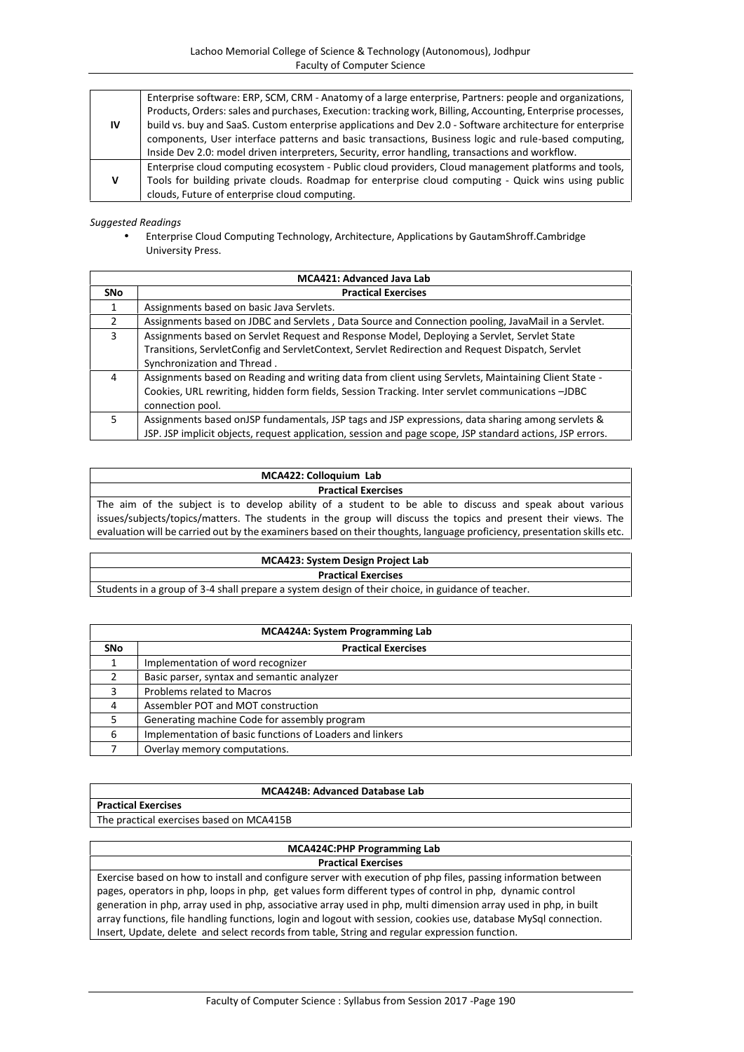| | |
|---|---|
| **IV** | Enterprise software: ERP, SCM, CRM - Anatomy of a large enterprise, Partners: people and organizations, Products, Orders: sales and purchases, Execution: tracking work, Billing, Accounting, Enterprise processes, build vs. buy and SaaS. Custom enterprise applications and Dev 2.0 - Software architecture for enterprise components, User interface patterns and basic transactions, Business logic and rule-based computing, Inside Dev 2.0: model driven interpreters, Security, error handling, transactions and workflow. |
| **V** | Enterprise cloud computing ecosystem - Public cloud providers, Cloud management platforms and tools, Tools for building private clouds. Roadmap for enterprise cloud computing - Quick wins using public clouds, Future of enterprise cloud computing. |

*Suggested Readings*

- Enterprise Cloud Computing Technology, Architecture, Applications by GautamShroff.Cambridge University Press.

| MCA421: Advanced Java Lab | |
|---|---|
| **SNo** | **Practical Exercises** |
| 1 | Assignments based on basic Java Servlets. |
| 2 | Assignments based on JDBC and Servlets , Data Source and Connection pooling, JavaMail in a Servlet. |
| 3 | Assignments based on Servlet Request and Response Model, Deploying a Servlet, Servlet State Transitions, ServletConfig and ServletContext, Servlet Redirection and Request Dispatch, Servlet Synchronization and Thread . |
| 4 | Assignments based on Reading and writing data from client using Servlets, Maintaining Client State - Cookies, URL rewriting, hidden form fields, Session Tracking. Inter servlet communications –JDBC connection pool. |
| 5 | Assignments based onJSP fundamentals, JSP tags and JSP expressions, data sharing among servlets & JSP. JSP implicit objects, request application, session and page scope, JSP standard actions, JSP errors. |

| MCA422: Colloquium Lab |
|---|
| **Practical Exercises** |
| The aim of the subject is to develop ability of a student to be able to discuss and speak about various issues/subjects/topics/matters. The students in the group will discuss the topics and present their views. The evaluation will be carried out by the examiners based on their thoughts, language proficiency, presentation skills etc. |

| MCA423: System Design Project Lab |
|---|
| **Practical Exercises** |
| Students in a group of 3-4 shall prepare a system design of their choice, in guidance of teacher. |

| MCA424A: System Programming Lab | |
|---|---|
| **SNo** | **Practical Exercises** |
| 1 | Implementation of word recognizer |
| 2 | Basic parser, syntax and semantic analyzer |
| 3 | Problems related to Macros |
| 4 | Assembler POT and MOT construction |
| 5 | Generating machine Code for assembly program |
| 6 | Implementation of basic functions of Loaders and linkers |
| 7 | Overlay memory computations. |

| MCA424B: Advanced Database Lab |
|---|
| **Practical Exercises** |
| The practical exercises based on MCA415B |

| MCA424C:PHP Programming Lab |
|---|
| **Practical Exercises** |
| Exercise based on how to install and configure server with execution of php files, passing information between pages, operators in php, loops in php, get values form different types of control in php, dynamic control generation in php, array used in php, associative array used in php, multi dimension array used in php, in built array functions, file handling functions, login and logout with session, cookies use, database MySql connection. Insert, Update, delete and select records from table, String and regular expression function. |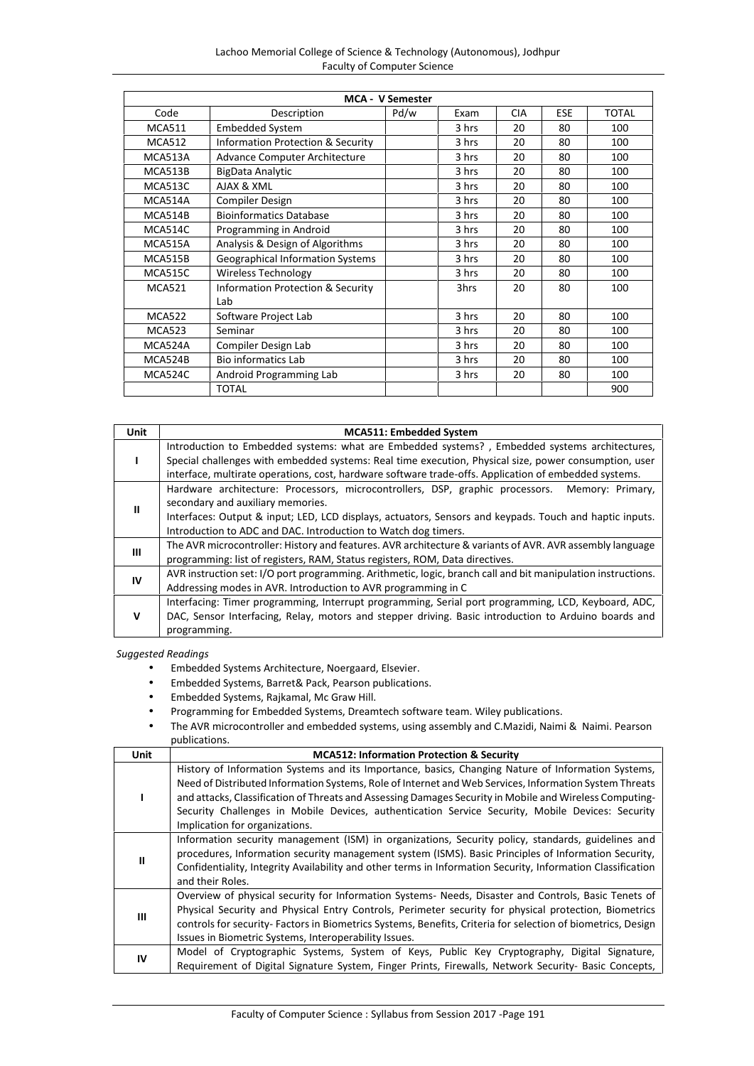| MCA - V Semester | | | | | | |
|---|---|---|---|---|---|---|
| Code | Description | Pd/w | Exam | CIA | ESE | TOTAL |
| MCA511 | Embedded System | | 3 hrs | 20 | 80 | 100 |
| MCA512 | Information Protection & Security | | 3 hrs | 20 | 80 | 100 |
| MCA513A | Advance Computer Architecture | | 3 hrs | 20 | 80 | 100 |
| MCA513B | BigData Analytic | | 3 hrs | 20 | 80 | 100 |
| MCA513C | AJAX & XML | | 3 hrs | 20 | 80 | 100 |
| MCA514A | Compiler Design | | 3 hrs | 20 | 80 | 100 |
| MCA514B | Bioinformatics Database | | 3 hrs | 20 | 80 | 100 |
| MCA514C | Programming in Android | | 3 hrs | 20 | 80 | 100 |
| MCA515A | Analysis & Design of Algorithms | | 3 hrs | 20 | 80 | 100 |
| MCA515B | Geographical Information Systems | | 3 hrs | 20 | 80 | 100 |
| MCA515C | Wireless Technology | | 3 hrs | 20 | 80 | 100 |
| MCA521 | Information Protection & Security Lab | | 3hrs | 20 | 80 | 100 |
| MCA522 | Software Project Lab | | 3 hrs | 20 | 80 | 100 |
| MCA523 | Seminar | | 3 hrs | 20 | 80 | 100 |
| MCA524A | Compiler Design Lab | | 3 hrs | 20 | 80 | 100 |
| MCA524B | Bio informatics Lab | | 3 hrs | 20 | 80 | 100 |
| MCA524C | Android Programming Lab | | 3 hrs | 20 | 80 | 100 |
| | TOTAL | | | | | 900 |

| Unit | MCA511: Embedded System |
|---|---|
| I | Introduction to Embedded systems: what are Embedded systems? , Embedded systems architectures, Special challenges with embedded systems: Real time execution, Physical size, power consumption, user interface, multirate operations, cost, hardware software trade-offs. Application of embedded systems. |
| II | Hardware architecture: Processors, microcontrollers, DSP, graphic processors. Memory: Primary, secondary and auxiliary memories. Interfaces: Output & input; LED, LCD displays, actuators, Sensors and keypads. Touch and haptic inputs. Introduction to ADC and DAC. Introduction to Watch dog timers. |
| III | The AVR microcontroller: History and features. AVR architecture & variants of AVR. AVR assembly language programming: list of registers, RAM, Status registers, ROM, Data directives. |
| IV | AVR instruction set: I/O port programming. Arithmetic, logic, branch call and bit manipulation instructions. Addressing modes in AVR. Introduction to AVR programming in C |
| V | Interfacing: Timer programming, Interrupt programming, Serial port programming, LCD, Keyboard, ADC, DAC, Sensor Interfacing, Relay, motors and stepper driving. Basic introduction to Arduino boards and programming. |

*Suggested Readings*

- Embedded Systems Architecture, Noergaard, Elsevier.
- Embedded Systems, Barret& Pack, Pearson publications.
- Embedded Systems, Rajkamal, Mc Graw Hill.
- Programming for Embedded Systems, Dreamtech software team. Wiley publications.
- The AVR microcontroller and embedded systems, using assembly and C.Mazidi, Naimi & Naimi. Pearson publications.

| Unit | MCA512: Information Protection & Security |
|---|---|
| I | History of Information Systems and its Importance, basics, Changing Nature of Information Systems, Need of Distributed Information Systems, Role of Internet and Web Services, Information System Threats and attacks, Classification of Threats and Assessing Damages Security in Mobile and Wireless Computing- Security Challenges in Mobile Devices, authentication Service Security, Mobile Devices: Security Implication for organizations. |
| II | Information security management (ISM) in organizations, Security policy, standards, guidelines and procedures, Information security management system (ISMS). Basic Principles of Information Security, Confidentiality, Integrity Availability and other terms in Information Security, Information Classification and their Roles. |
| III | Overview of physical security for Information Systems- Needs, Disaster and Controls, Basic Tenets of Physical Security and Physical Entry Controls, Perimeter security for physical protection, Biometrics controls for security- Factors in Biometrics Systems, Benefits, Criteria for selection of biometrics, Design Issues in Biometric Systems, Interoperability Issues. |
| IV | Model of Cryptographic Systems, System of Keys, Public Key Cryptography, Digital Signature, Requirement of Digital Signature System, Finger Prints, Firewalls, Network Security- Basic Concepts, |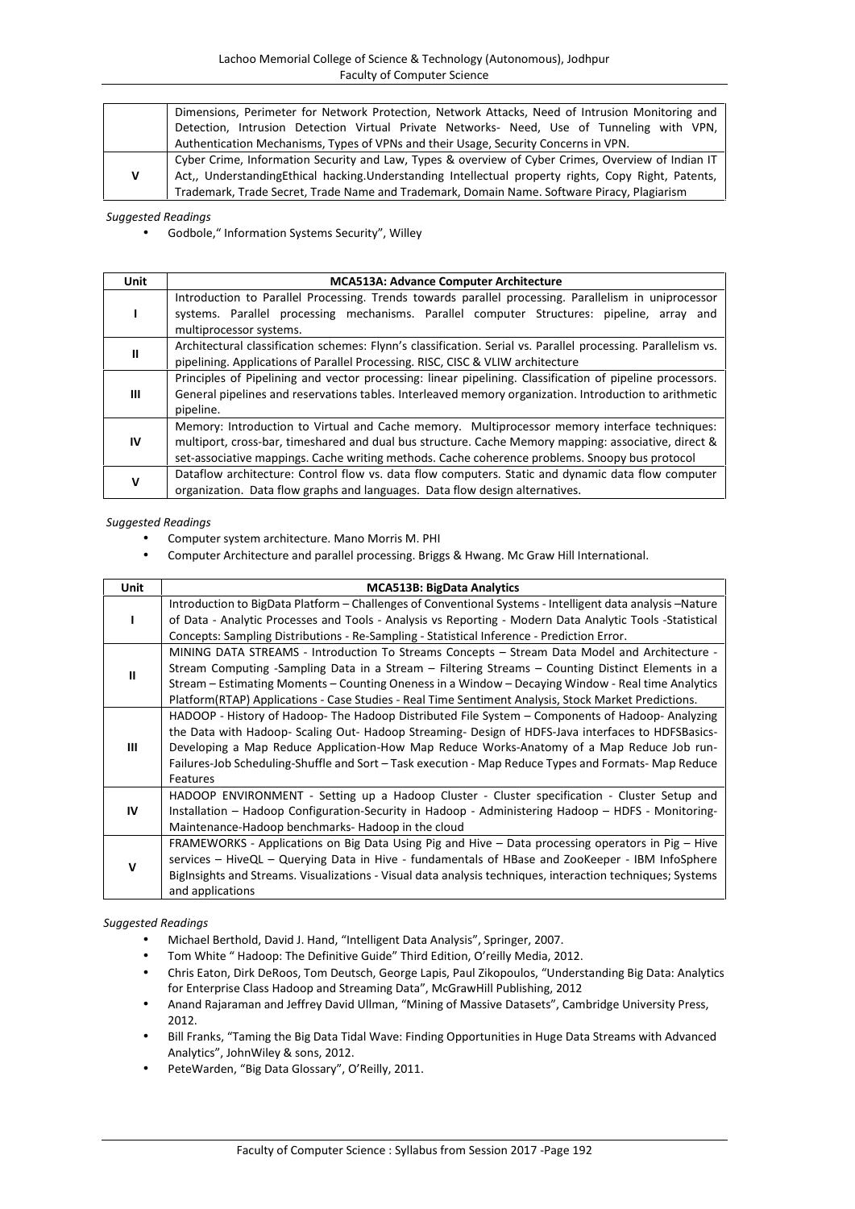| | |
|---|---|
| | Dimensions, Perimeter for Network Protection, Network Attacks, Need of Intrusion Monitoring and Detection, Intrusion Detection Virtual Private Networks- Need, Use of Tunneling with VPN, Authentication Mechanisms, Types of VPNs and their Usage, Security Concerns in VPN. |
| V | Cyber Crime, Information Security and Law, Types & overview of Cyber Crimes, Overview of Indian IT Act,, UnderstandingEthical hacking.Understanding Intellectual property rights, Copy Right, Patents, Trademark, Trade Secret, Trade Name and Trademark, Domain Name. Software Piracy, Plagiarism |

*Suggested Readings*

- Godbole," Information Systems Security", Willey

| Unit | MCA513A: Advance Computer Architecture |
|---|---|
| I | Introduction to Parallel Processing. Trends towards parallel processing. Parallelism in uniprocessor systems. Parallel processing mechanisms. Parallel computer Structures: pipeline, array and multiprocessor systems. |
| II | Architectural classification schemes: Flynn's classification. Serial vs. Parallel processing. Parallelism vs. pipelining. Applications of Parallel Processing. RISC, CISC & VLIW architecture |
| III | Principles of Pipelining and vector processing: linear pipelining. Classification of pipeline processors. General pipelines and reservations tables. Interleaved memory organization. Introduction to arithmetic pipeline. |
| IV | Memory: Introduction to Virtual and Cache memory. Multiprocessor memory interface techniques: multiport, cross-bar, timeshared and dual bus structure. Cache Memory mapping: associative, direct & set-associative mappings. Cache writing methods. Cache coherence problems. Snoopy bus protocol |
| V | Dataflow architecture: Control flow vs. data flow computers. Static and dynamic data flow computer organization. Data flow graphs and languages. Data flow design alternatives. |

*Suggested Readings*

- Computer system architecture. Mano Morris M. PHI
- Computer Architecture and parallel processing. Briggs & Hwang. Mc Graw Hill International.

| Unit | MCA513B: BigData Analytics |
|---|---|
| I | Introduction to BigData Platform – Challenges of Conventional Systems - Intelligent data analysis –Nature of Data - Analytic Processes and Tools - Analysis vs Reporting - Modern Data Analytic Tools -Statistical Concepts: Sampling Distributions - Re-Sampling - Statistical Inference - Prediction Error. |
| II | MINING DATA STREAMS - Introduction To Streams Concepts – Stream Data Model and Architecture - Stream Computing -Sampling Data in a Stream – Filtering Streams – Counting Distinct Elements in a Stream – Estimating Moments – Counting Oneness in a Window – Decaying Window - Real time Analytics Platform(RTAP) Applications - Case Studies - Real Time Sentiment Analysis, Stock Market Predictions. |
| III | HADOOP - History of Hadoop- The Hadoop Distributed File System – Components of Hadoop- Analyzing the Data with Hadoop- Scaling Out- Hadoop Streaming- Design of HDFS-Java interfaces to HDFSBasics- Developing a Map Reduce Application-How Map Reduce Works-Anatomy of a Map Reduce Job run-Failures-Job Scheduling-Shuffle and Sort – Task execution - Map Reduce Types and Formats- Map Reduce Features |
| IV | HADOOP ENVIRONMENT - Setting up a Hadoop Cluster - Cluster specification - Cluster Setup and Installation – Hadoop Configuration-Security in Hadoop - Administering Hadoop – HDFS - Monitoring-Maintenance-Hadoop benchmarks- Hadoop in the cloud |
| V | FRAMEWORKS - Applications on Big Data Using Pig and Hive – Data processing operators in Pig – Hive services – HiveQL – Querying Data in Hive - fundamentals of HBase and ZooKeeper - IBM InfoSphere BigInsights and Streams. Visualizations - Visual data analysis techniques, interaction techniques; Systems and applications |

*Suggested Readings*

- Michael Berthold, David J. Hand, "Intelligent Data Analysis", Springer, 2007.
- Tom White " Hadoop: The Definitive Guide" Third Edition, O'reilly Media, 2012.
- Chris Eaton, Dirk DeRoos, Tom Deutsch, George Lapis, Paul Zikopoulos, "Understanding Big Data: Analytics for Enterprise Class Hadoop and Streaming Data", McGrawHill Publishing, 2012
- Anand Rajaraman and Jeffrey David Ullman, "Mining of Massive Datasets", Cambridge University Press, 2012.
- Bill Franks, "Taming the Big Data Tidal Wave: Finding Opportunities in Huge Data Streams with Advanced Analytics", JohnWiley & sons, 2012.
- PeteWarden, "Big Data Glossary", O'Reilly, 2011.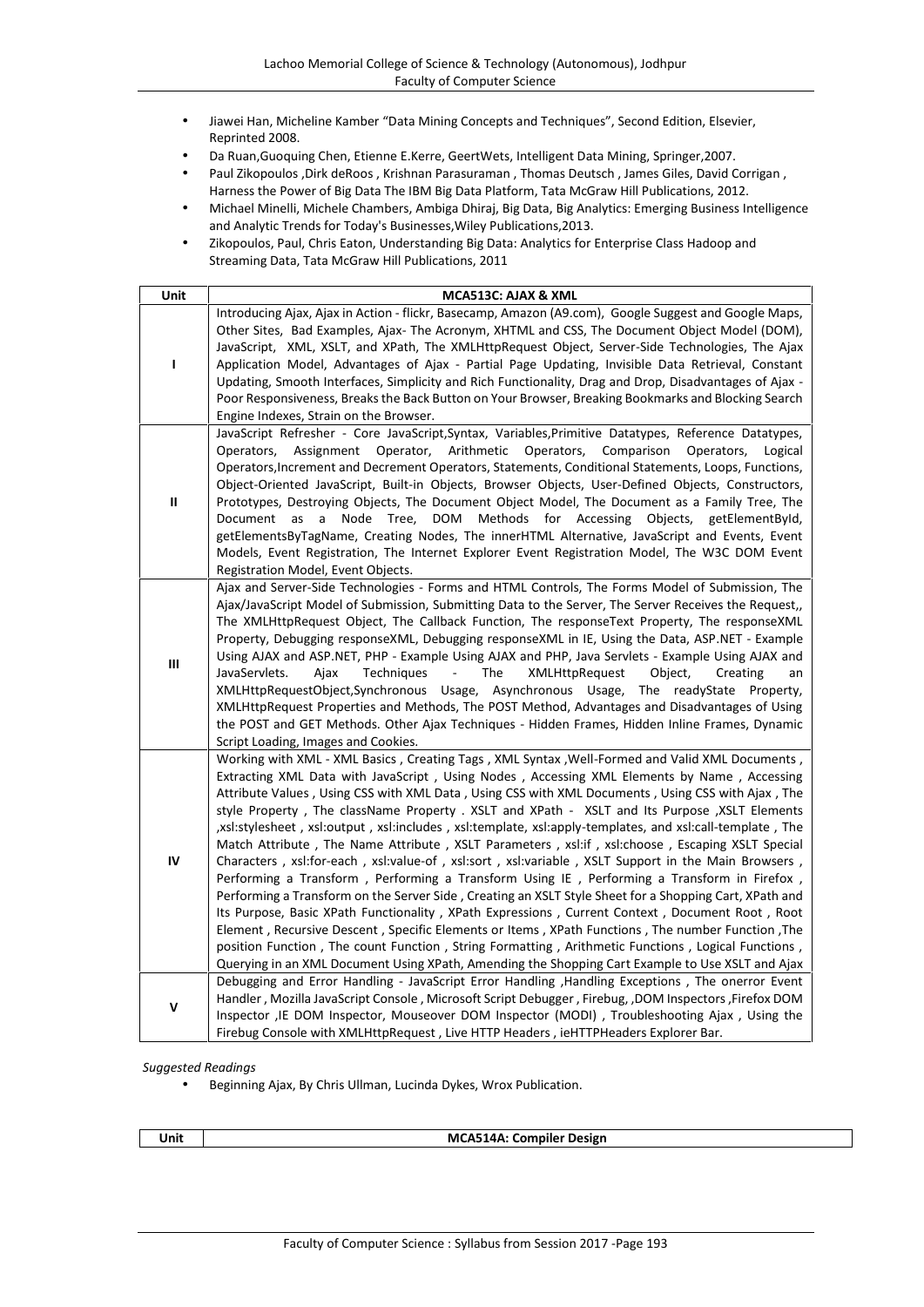- Jiawei Han, Micheline Kamber "Data Mining Concepts and Techniques", Second Edition, Elsevier, Reprinted 2008.
- Da Ruan,Guoquing Chen, Etienne E.Kerre, GeertWets, Intelligent Data Mining, Springer,2007.
- Paul Zikopoulos ,Dirk deRoos , Krishnan Parasuraman , Thomas Deutsch , James Giles, David Corrigan , Harness the Power of Big Data The IBM Big Data Platform, Tata McGraw Hill Publications, 2012.
- Michael Minelli, Michele Chambers, Ambiga Dhiraj, Big Data, Big Analytics: Emerging Business Intelligence and Analytic Trends for Today's Businesses,Wiley Publications,2013.
- Zikopoulos, Paul, Chris Eaton, Understanding Big Data: Analytics for Enterprise Class Hadoop and Streaming Data, Tata McGraw Hill Publications, 2011

| Unit | MCA513C: AJAX & XML |
|---|---|
| I | Introducing Ajax, Ajax in Action - flickr, Basecamp, Amazon (A9.com), Google Suggest and Google Maps, Other Sites, Bad Examples, Ajax- The Acronym, XHTML and CSS, The Document Object Model (DOM), JavaScript, XML, XSLT, and XPath, The XMLHttpRequest Object, Server-Side Technologies, The Ajax Application Model, Advantages of Ajax - Partial Page Updating, Invisible Data Retrieval, Constant Updating, Smooth Interfaces, Simplicity and Rich Functionality, Drag and Drop, Disadvantages of Ajax - Poor Responsiveness, Breaks the Back Button on Your Browser, Breaking Bookmarks and Blocking Search Engine Indexes, Strain on the Browser. |
| II | JavaScript Refresher - Core JavaScript,Syntax, Variables,Primitive Datatypes, Reference Datatypes, Operators, Assignment Operator, Arithmetic Operators, Comparison Operators, Logical Operators,Increment and Decrement Operators, Statements, Conditional Statements, Loops, Functions, Object-Oriented JavaScript, Built-in Objects, Browser Objects, User-Defined Objects, Constructors, Prototypes, Destroying Objects, The Document Object Model, The Document as a Family Tree, The Document as a Node Tree, DOM Methods for Accessing Objects, getElementById, getElementsByTagName, Creating Nodes, The innerHTML Alternative, JavaScript and Events, Event Models, Event Registration, The Internet Explorer Event Registration Model, The W3C DOM Event Registration Model, Event Objects. |
| III | Ajax and Server-Side Technologies - Forms and HTML Controls, The Forms Model of Submission, The Ajax/JavaScript Model of Submission, Submitting Data to the Server, The Server Receives the Request,, The XMLHttpRequest Object, The Callback Function, The responseText Property, The responseXML Property, Debugging responseXML, Debugging responseXML in IE, Using the Data, ASP.NET - Example Using AJAX and ASP.NET, PHP - Example Using AJAX and PHP, Java Servlets - Example Using AJAX and JavaServlets. Ajax Techniques - The XMLHttpRequest Object, Creating an XMLHttpRequestObject,Synchronous Usage, Asynchronous Usage, The readyState Property, XMLHttpRequest Properties and Methods, The POST Method, Advantages and Disadvantages of Using the POST and GET Methods. Other Ajax Techniques - Hidden Frames, Hidden Inline Frames, Dynamic Script Loading, Images and Cookies. |
| IV | Working with XML - XML Basics , Creating Tags , XML Syntax ,Well-Formed and Valid XML Documents , Extracting XML Data with JavaScript , Using Nodes , Accessing XML Elements by Name , Accessing Attribute Values , Using CSS with XML Data , Using CSS with XML Documents , Using CSS with Ajax , The style Property , The className Property . XSLT and XPath - XSLT and Its Purpose ,XSLT Elements ,xsl:stylesheet , xsl:output , xsl:includes , xsl:template, xsl:apply-templates, and xsl:call-template , The Match Attribute , The Name Attribute , XSLT Parameters , xsl:if , xsl:choose , Escaping XSLT Special Characters , xsl:for-each , xsl:value-of , xsl:sort , xsl:variable , XSLT Support in the Main Browsers , Performing a Transform , Performing a Transform Using IE , Performing a Transform in Firefox , Performing a Transform on the Server Side , Creating an XSLT Style Sheet for a Shopping Cart, XPath and Its Purpose, Basic XPath Functionality , XPath Expressions , Current Context , Document Root , Root Element , Recursive Descent , Specific Elements or Items , XPath Functions , The number Function ,The position Function , The count Function , String Formatting , Arithmetic Functions , Logical Functions , Querying in an XML Document Using XPath, Amending the Shopping Cart Example to Use XSLT and Ajax |
| V | Debugging and Error Handling - JavaScript Error Handling ,Handling Exceptions , The onerror Event Handler , Mozilla JavaScript Console , Microsoft Script Debugger , Firebug, ,DOM Inspectors ,Firefox DOM Inspector ,IE DOM Inspector, Mouseover DOM Inspector (MODI) , Troubleshooting Ajax , Using the Firebug Console with XMLHttpRequest , Live HTTP Headers , ieHTTPHeaders Explorer Bar. |

*Suggested Readings*

- Beginning Ajax, By Chris Ullman, Lucinda Dykes, Wrox Publication.

| Unit | MCA514A: Compiler Design |
|---|---|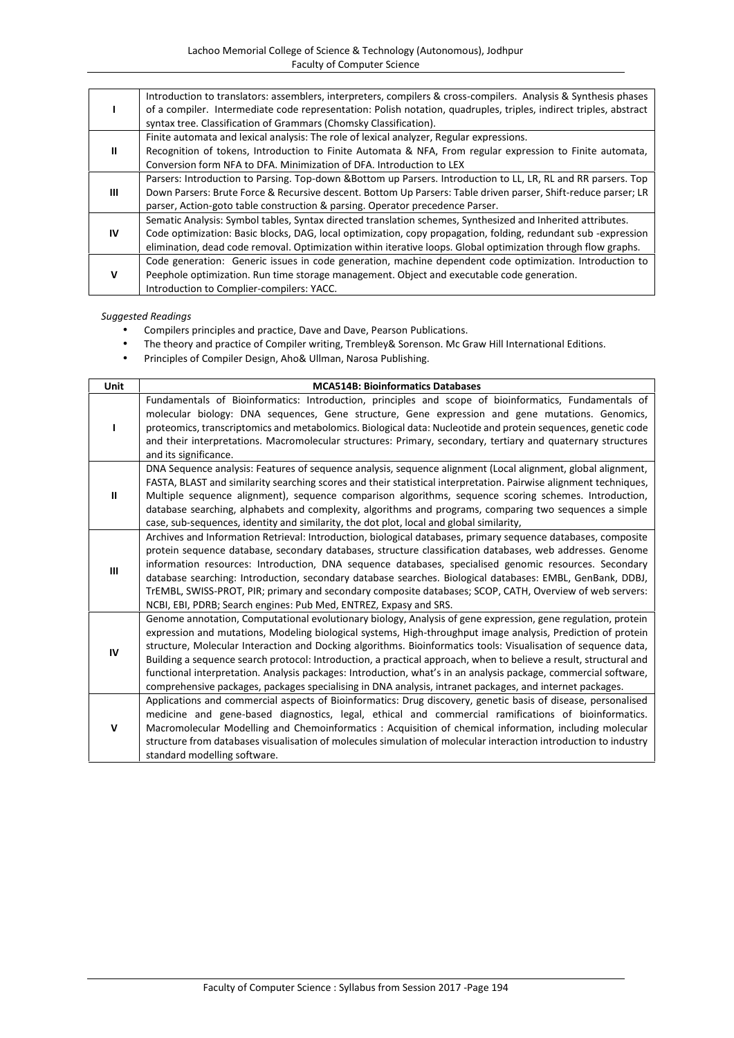| | |
|---|---|
| I | Introduction to translators: assemblers, interpreters, compilers & cross-compilers. Analysis & Synthesis phases of a compiler. Intermediate code representation: Polish notation, quadruples, triples, indirect triples, abstract syntax tree. Classification of Grammars (Chomsky Classification). |
| II | Finite automata and lexical analysis: The role of lexical analyzer, Regular expressions. Recognition of tokens, Introduction to Finite Automata & NFA, From regular expression to Finite automata, Conversion form NFA to DFA. Minimization of DFA. Introduction to LEX |
| III | Parsers: Introduction to Parsing. Top-down &Bottom up Parsers. Introduction to LL, LR, RL and RR parsers. Top Down Parsers: Brute Force & Recursive descent. Bottom Up Parsers: Table driven parser, Shift-reduce parser; LR parser, Action-goto table construction & parsing. Operator precedence Parser. |
| IV | Sematic Analysis: Symbol tables, Syntax directed translation schemes, Synthesized and Inherited attributes. Code optimization: Basic blocks, DAG, local optimization, copy propagation, folding, redundant sub -expression elimination, dead code removal. Optimization within iterative loops. Global optimization through flow graphs. |
| V | Code generation: Generic issues in code generation, machine dependent code optimization. Introduction to Peephole optimization. Run time storage management. Object and executable code generation. Introduction to Complier-compilers: YACC. |

*Suggested Readings*

- Compilers principles and practice, Dave and Dave, Pearson Publications.
- The theory and practice of Compiler writing, Trembley& Sorenson. Mc Graw Hill International Editions.
- Principles of Compiler Design, Aho& Ullman, Narosa Publishing.

| Unit | MCA514B: Bioinformatics Databases |
|---|---|
| I | Fundamentals of Bioinformatics: Introduction, principles and scope of bioinformatics, Fundamentals of molecular biology: DNA sequences, Gene structure, Gene expression and gene mutations. Genomics, proteomics, transcriptomics and metabolomics. Biological data: Nucleotide and protein sequences, genetic code and their interpretations. Macromolecular structures: Primary, secondary, tertiary and quaternary structures and its significance. |
| II | DNA Sequence analysis: Features of sequence analysis, sequence alignment (Local alignment, global alignment, FASTA, BLAST and similarity searching scores and their statistical interpretation. Pairwise alignment techniques, Multiple sequence alignment), sequence comparison algorithms, sequence scoring schemes. Introduction, database searching, alphabets and complexity, algorithms and programs, comparing two sequences a simple case, sub-sequences, identity and similarity, the dot plot, local and global similarity, |
| III | Archives and Information Retrieval: Introduction, biological databases, primary sequence databases, composite protein sequence database, secondary databases, structure classification databases, web addresses. Genome information resources: Introduction, DNA sequence databases, specialised genomic resources. Secondary database searching: Introduction, secondary database searches. Biological databases: EMBL, GenBank, DDBJ, TrEMBL, SWISS-PROT, PIR; primary and secondary composite databases; SCOP, CATH, Overview of web servers: NCBI, EBI, PDRB; Search engines: Pub Med, ENTREZ, Expasy and SRS. |
| IV | Genome annotation, Computational evolutionary biology, Analysis of gene expression, gene regulation, protein expression and mutations, Modeling biological systems, High-throughput image analysis, Prediction of protein structure, Molecular Interaction and Docking algorithms. Bioinformatics tools: Visualisation of sequence data, Building a sequence search protocol: Introduction, a practical approach, when to believe a result, structural and functional interpretation. Analysis packages: Introduction, what's in an analysis package, commercial software, comprehensive packages, packages specialising in DNA analysis, intranet packages, and internet packages. |
| V | Applications and commercial aspects of Bioinformatics: Drug discovery, genetic basis of disease, personalised medicine and gene-based diagnostics, legal, ethical and commercial ramifications of bioinformatics. Macromolecular Modelling and Chemoinformatics : Acquisition of chemical information, including molecular structure from databases visualisation of molecules simulation of molecular interaction introduction to industry standard modelling software. |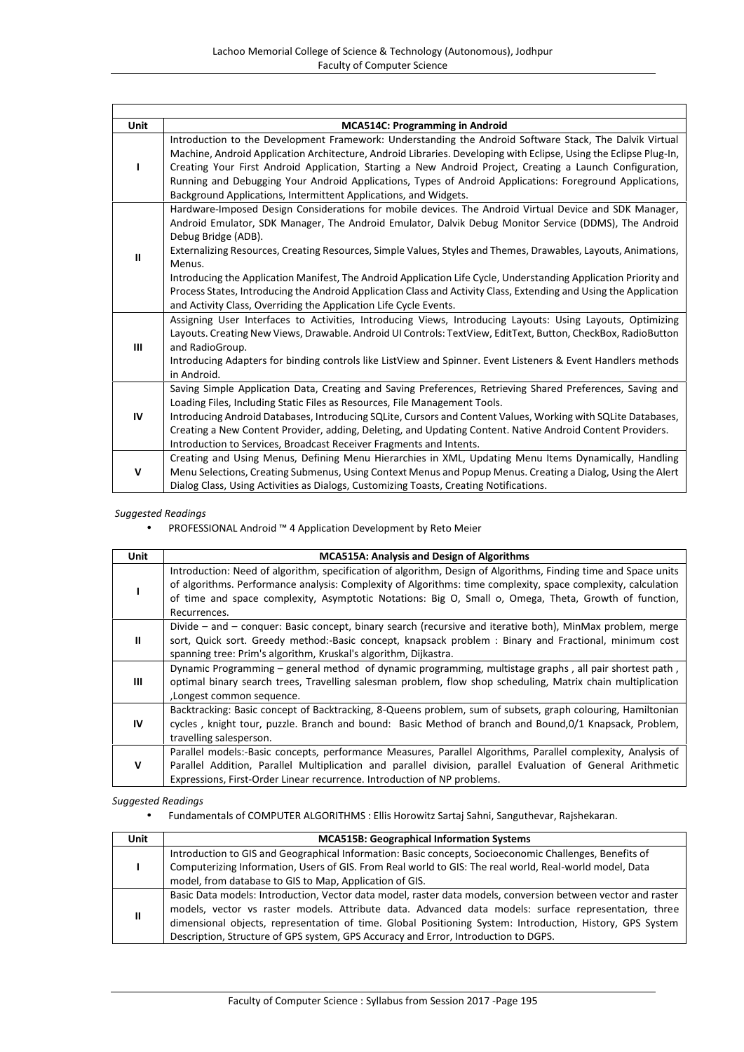| Unit | MCA514C: Programming in Android |
|---|---|
| I | Introduction to the Development Framework: Understanding the Android Software Stack, The Dalvik Virtual Machine, Android Application Architecture, Android Libraries. Developing with Eclipse, Using the Eclipse Plug-In, Creating Your First Android Application, Starting a New Android Project, Creating a Launch Configuration, Running and Debugging Your Android Applications, Types of Android Applications: Foreground Applications, Background Applications, Intermittent Applications, and Widgets. |
| II | Hardware-Imposed Design Considerations for mobile devices. The Android Virtual Device and SDK Manager, Android Emulator, SDK Manager, The Android Emulator, Dalvik Debug Monitor Service (DDMS), The Android Debug Bridge (ADB).<br>Externalizing Resources, Creating Resources, Simple Values, Styles and Themes, Drawables, Layouts, Animations, Menus.<br>Introducing the Application Manifest, The Android Application Life Cycle, Understanding Application Priority and Process States, Introducing the Android Application Class and Activity Class, Extending and Using the Application and Activity Class, Overriding the Application Life Cycle Events. |
| III | Assigning User Interfaces to Activities, Introducing Views, Introducing Layouts: Using Layouts, Optimizing Layouts. Creating New Views, Drawable. Android UI Controls: TextView, EditText, Button, CheckBox, RadioButton and RadioGroup.<br>Introducing Adapters for binding controls like ListView and Spinner. Event Listeners & Event Handlers methods in Android. |
| IV | Saving Simple Application Data, Creating and Saving Preferences, Retrieving Shared Preferences, Saving and Loading Files, Including Static Files as Resources, File Management Tools.<br>Introducing Android Databases, Introducing SQLite, Cursors and Content Values, Working with SQLite Databases, Creating a New Content Provider, adding, Deleting, and Updating Content. Native Android Content Providers.<br>Introduction to Services, Broadcast Receiver Fragments and Intents. |
| V | Creating and Using Menus, Defining Menu Hierarchies in XML, Updating Menu Items Dynamically, Handling Menu Selections, Creating Submenus, Using Context Menus and Popup Menus. Creating a Dialog, Using the Alert Dialog Class, Using Activities as Dialogs, Customizing Toasts, Creating Notifications. |

*Suggested Readings*

- PROFESSIONAL Android ™ 4 Application Development by Reto Meier

| Unit | MCA515A: Analysis and Design of Algorithms |
|---|---|
| I | Introduction: Need of algorithm, specification of algorithm, Design of Algorithms, Finding time and Space units of algorithms. Performance analysis: Complexity of Algorithms: time complexity, space complexity, calculation of time and space complexity, Asymptotic Notations: Big O, Small o, Omega, Theta, Growth of function, Recurrences. |
| II | Divide – and – conquer: Basic concept, binary search (recursive and iterative both), MinMax problem, merge sort, Quick sort. Greedy method:-Basic concept, knapsack problem : Binary and Fractional, minimum cost spanning tree: Prim's algorithm, Kruskal's algorithm, Dijkastra. |
| III | Dynamic Programming – general method of dynamic programming, multistage graphs , all pair shortest path , optimal binary search trees, Travelling salesman problem, flow shop scheduling, Matrix chain multiplication ,Longest common sequence. |
| IV | Backtracking: Basic concept of Backtracking, 8-Queens problem, sum of subsets, graph colouring, Hamiltonian cycles , knight tour, puzzle. Branch and bound: Basic Method of branch and Bound,0/1 Knapsack, Problem, travelling salesperson. |
| V | Parallel models:-Basic concepts, performance Measures, Parallel Algorithms, Parallel complexity, Analysis of Parallel Addition, Parallel Multiplication and parallel division, parallel Evaluation of General Arithmetic Expressions, First-Order Linear recurrence. Introduction of NP problems. |

*Suggested Readings*

- Fundamentals of COMPUTER ALGORITHMS : Ellis Horowitz Sartaj Sahni, Sanguthevar, Rajshekaran.

| Unit | MCA515B: Geographical Information Systems |
|---|---|
| I | Introduction to GIS and Geographical Information: Basic concepts, Socioeconomic Challenges, Benefits of Computerizing Information, Users of GIS. From Real world to GIS: The real world, Real-world model, Data model, from database to GIS to Map, Application of GIS. |
| II | Basic Data models: Introduction, Vector data model, raster data models, conversion between vector and raster models, vector vs raster models. Attribute data. Advanced data models: surface representation, three dimensional objects, representation of time. Global Positioning System: Introduction, History, GPS System Description, Structure of GPS system, GPS Accuracy and Error, Introduction to DGPS. |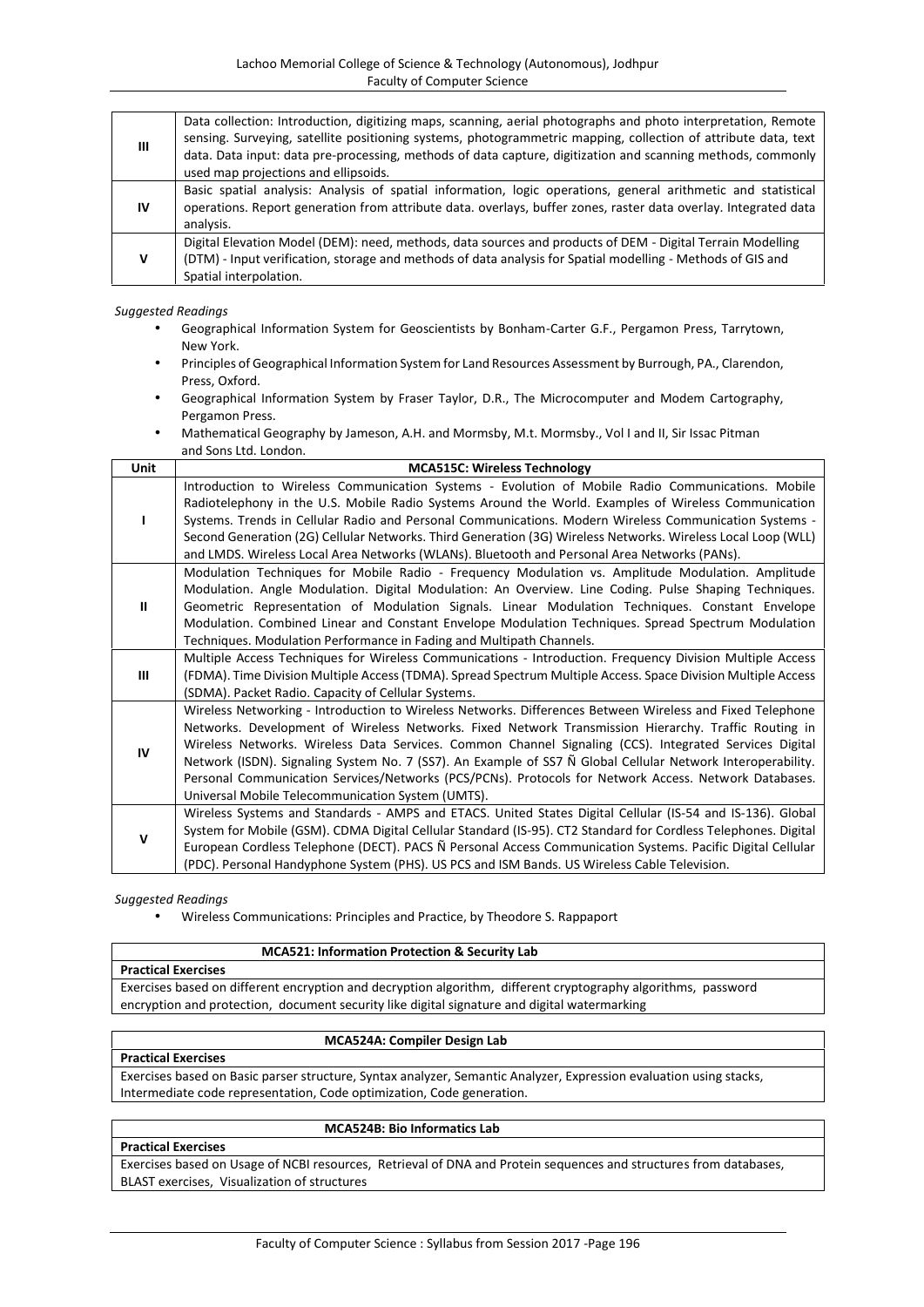| | |
|---|---|
| III | Data collection: Introduction, digitizing maps, scanning, aerial photographs and photo interpretation, Remote sensing. Surveying, satellite positioning systems, photogrammetric mapping, collection of attribute data, text data. Data input: data pre-processing, methods of data capture, digitization and scanning methods, commonly used map projections and ellipsoids. |
| IV | Basic spatial analysis: Analysis of spatial information, logic operations, general arithmetic and statistical operations. Report generation from attribute data. overlays, buffer zones, raster data overlay. Integrated data analysis. |
| V | Digital Elevation Model (DEM): need, methods, data sources and products of DEM - Digital Terrain Modelling (DTM) - Input verification, storage and methods of data analysis for Spatial modelling - Methods of GIS and Spatial interpolation. |

*Suggested Readings*

- Geographical Information System for Geoscientists by Bonham-Carter G.F., Pergamon Press, Tarrytown, New York.
- Principles of Geographical Information System for Land Resources Assessment by Burrough, PA., Clarendon, Press, Oxford.
- Geographical Information System by Fraser Taylor, D.R., The Microcomputer and Modem Cartography, Pergamon Press.
- Mathematical Geography by Jameson, A.H. and Mormsby, M.t. Mormsby., Vol I and II, Sir Issac Pitman and Sons Ltd. London.

| Unit | MCA515C: Wireless Technology |
|---|---|
| I | Introduction to Wireless Communication Systems - Evolution of Mobile Radio Communications. Mobile Radiotelephony in the U.S. Mobile Radio Systems Around the World. Examples of Wireless Communication Systems. Trends in Cellular Radio and Personal Communications. Modern Wireless Communication Systems - Second Generation (2G) Cellular Networks. Third Generation (3G) Wireless Networks. Wireless Local Loop (WLL) and LMDS. Wireless Local Area Networks (WLANs). Bluetooth and Personal Area Networks (PANs). |
| II | Modulation Techniques for Mobile Radio - Frequency Modulation vs. Amplitude Modulation. Amplitude Modulation. Angle Modulation. Digital Modulation: An Overview. Line Coding. Pulse Shaping Techniques. Geometric Representation of Modulation Signals. Linear Modulation Techniques. Constant Envelope Modulation. Combined Linear and Constant Envelope Modulation Techniques. Spread Spectrum Modulation Techniques. Modulation Performance in Fading and Multipath Channels. |
| III | Multiple Access Techniques for Wireless Communications - Introduction. Frequency Division Multiple Access (FDMA). Time Division Multiple Access (TDMA). Spread Spectrum Multiple Access. Space Division Multiple Access (SDMA). Packet Radio. Capacity of Cellular Systems. |
| IV | Wireless Networking - Introduction to Wireless Networks. Differences Between Wireless and Fixed Telephone Networks. Development of Wireless Networks. Fixed Network Transmission Hierarchy. Traffic Routing in Wireless Networks. Wireless Data Services. Common Channel Signaling (CCS). Integrated Services Digital Network (ISDN). Signaling System No. 7 (SS7). An Example of SS7 Ñ Global Cellular Network Interoperability. Personal Communication Services/Networks (PCS/PCNs). Protocols for Network Access. Network Databases. Universal Mobile Telecommunication System (UMTS). |
| V | Wireless Systems and Standards - AMPS and ETACS. United States Digital Cellular (IS-54 and IS-136). Global System for Mobile (GSM). CDMA Digital Cellular Standard (IS-95). CT2 Standard for Cordless Telephones. Digital European Cordless Telephone (DECT). PACS Ñ Personal Access Communication Systems. Pacific Digital Cellular (PDC). Personal Handyphone System (PHS). US PCS and ISM Bands. US Wireless Cable Television. |

*Suggested Readings*

- Wireless Communications: Principles and Practice, by Theodore S. Rappaport

| MCA521: Information Protection & Security Lab |
|---|
| **Practical Exercises** |
| Exercises based on different encryption and decryption algorithm, different cryptography algorithms, password encryption and protection, document security like digital signature and digital watermarking |

| MCA524A: Compiler Design Lab |
|---|
| **Practical Exercises** |
| Exercises based on Basic parser structure, Syntax analyzer, Semantic Analyzer, Expression evaluation using stacks, Intermediate code representation, Code optimization, Code generation. |

| MCA524B: Bio Informatics Lab |
|---|
| **Practical Exercises** |
| Exercises based on Usage of NCBI resources, Retrieval of DNA and Protein sequences and structures from databases, BLAST exercises, Visualization of structures |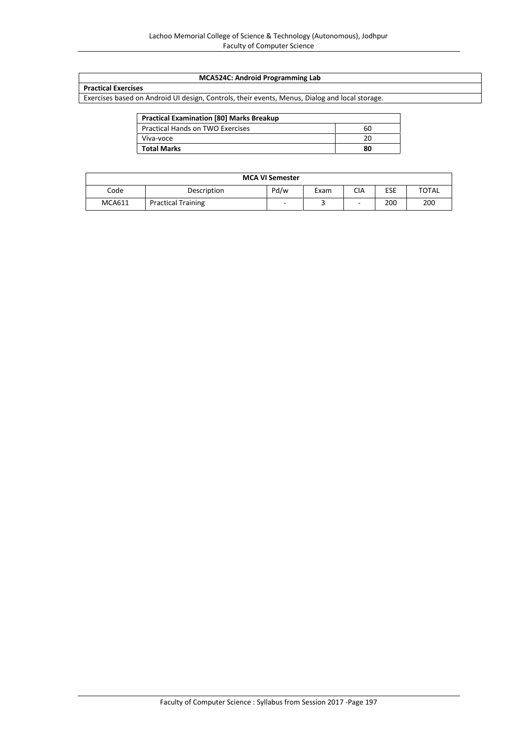| MCA524C: Android Programming Lab |
|---|
| **Practical Exercises** |
| Exercises based on Android UI design, Controls, their events, Menus, Dialog and local storage. |

| Practical Examination [80] Marks Breakup | |
|---|---|
| Practical Hands on TWO Exercises | 60 |
| Viva-voce | 20 |
| **Total Marks** | **80** |

**MCA VI Semester**

| Code | Description | Pd/w | Exam | CIA | ESE | TOTAL |
|---|---|---|---|---|---|---|
| MCA611 | Practical Training | - | 3 | - | 200 | 200 |